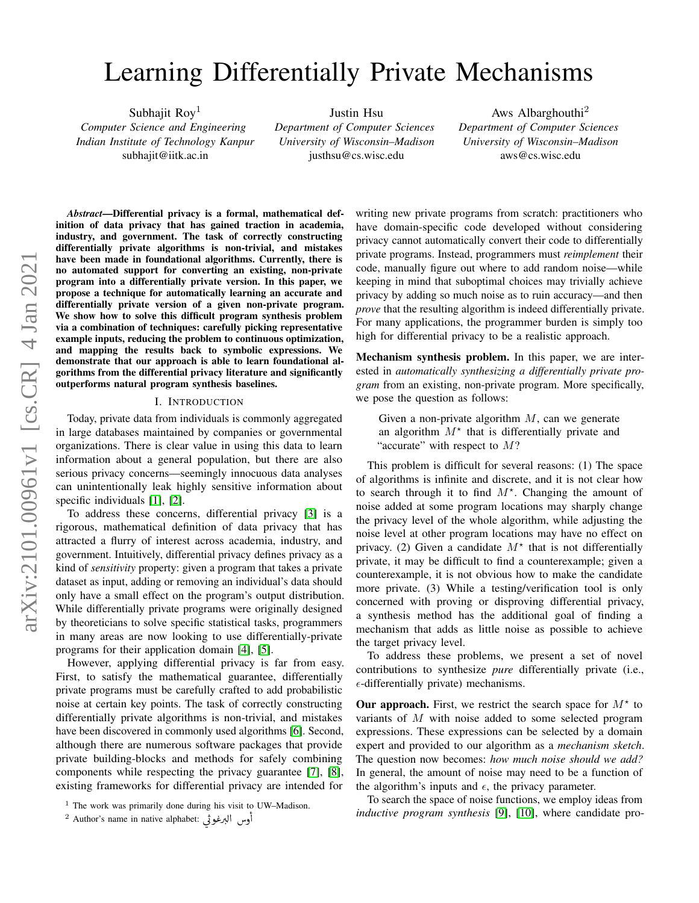# Learning Differentially Private Mechanisms

Subhajit Roy[1]
*Computer Science and Engineering*
*Indian Institute of Technology Kanpur*
subhajit@iitk.ac.in

Justin Hsu
*Department of Computer Sciences*
*University of Wisconsin–Madison*
justhsu@cs.wisc.edu

Aws Albarghouthi[2]
*Department of Computer Sciences*
*University of Wisconsin–Madison*
aws@cs.wisc.edu

***Abstract*—Differential privacy is a formal, mathematical definition of data privacy that has gained traction in academia, industry, and government. The task of correctly constructing differentially private algorithms is non-trivial, and mistakes have been made in foundational algorithms. Currently, there is no automated support for converting an existing, non-private program into a differentially private version. In this paper, we propose a technique for automatically learning an accurate and differentially private version of a given non-private program. We show how to solve this difficult program synthesis problem via a combination of techniques: carefully picking representative example inputs, reducing the problem to continuous optimization, and mapping the results back to symbolic expressions. We demonstrate that our approach is able to learn foundational algorithms from the differential privacy literature and significantly outperforms natural program synthesis baselines.**

## I. Introduction

Today, private data from individuals is commonly aggregated in large databases maintained by companies or governmental organizations. There is clear value in using this data to learn information about a general population, but there are also serious privacy concerns—seemingly innocuous data analyses can unintentionally leak highly sensitive information about specific individuals [1], [2].

To address these concerns, differential privacy [3] is a rigorous, mathematical definition of data privacy that has attracted a flurry of interest across academia, industry, and government. Intuitively, differential privacy defines privacy as a kind of *sensitivity* property: given a program that takes a private dataset as input, adding or removing an individual's data should only have a small effect on the program's output distribution. While differentially private programs were originally designed by theoreticians to solve specific statistical tasks, programmers in many areas are now looking to use differentially-private programs for their application domain [4], [5].

However, applying differential privacy is far from easy. First, to satisfy the mathematical guarantee, differentially private programs must be carefully crafted to add probabilistic noise at certain key points. The task of correctly constructing differentially private algorithms is non-trivial, and mistakes have been discovered in commonly used algorithms [6]. Second, although there are numerous software packages that provide private building-blocks and methods for safely combining components while respecting the privacy guarantee [7], [8], existing frameworks for differential privacy are intended for writing new private programs from scratch: practitioners who have domain-specific code developed without considering privacy cannot automatically convert their code to differentially private programs. Instead, programmers must *reimplement* their code, manually figure out where to add random noise—while keeping in mind that suboptimal choices may trivially achieve privacy by adding so much noise as to ruin accuracy—and then *prove* that the resulting algorithm is indeed differentially private. For many applications, the programmer burden is simply too high for differential privacy to be a realistic approach.

**Mechanism synthesis problem.** In this paper, we are interested in *automatically synthesizing a differentially private program* from an existing, non-private program. More specifically, we pose the question as follows:

> Given a non-private algorithm $M$, can we generate an algorithm $M^\star$ that is differentially private and "accurate" with respect to $M$?

This problem is difficult for several reasons: (1) The space of algorithms is infinite and discrete, and it is not clear how to search through it to find $M^\star$. Changing the amount of noise added at some program locations may sharply change the privacy level of the whole algorithm, while adjusting the noise level at other program locations may have no effect on privacy. (2) Given a candidate $M^\star$ that is not differentially private, it may be difficult to find a counterexample; given a counterexample, it is not obvious how to make the candidate more private. (3) While a testing/verification tool is only concerned with proving or disproving differential privacy, a synthesis method has the additional goal of finding a mechanism that adds as little noise as possible to achieve the target privacy level.

To address these problems, we present a set of novel contributions to synthesize *pure* differentially private (i.e., $\epsilon$-differentially private) mechanisms.

**Our approach.** First, we restrict the search space for $M^\star$ to variants of $M$ with noise added to some selected program expressions. These expressions can be selected by a domain expert and provided to our algorithm as a *mechanism sketch*. The question now becomes: *how much noise should we add?* In general, the amount of noise may need to be a function of the algorithm's inputs and $\epsilon$, the privacy parameter.

To search the space of noise functions, we employ ideas from *inductive program synthesis* [9], [10], where candidate pro-

[1] The work was primarily done during his visit to UW–Madison.

[2] Author's name in native alphabet: أوس البرغوثي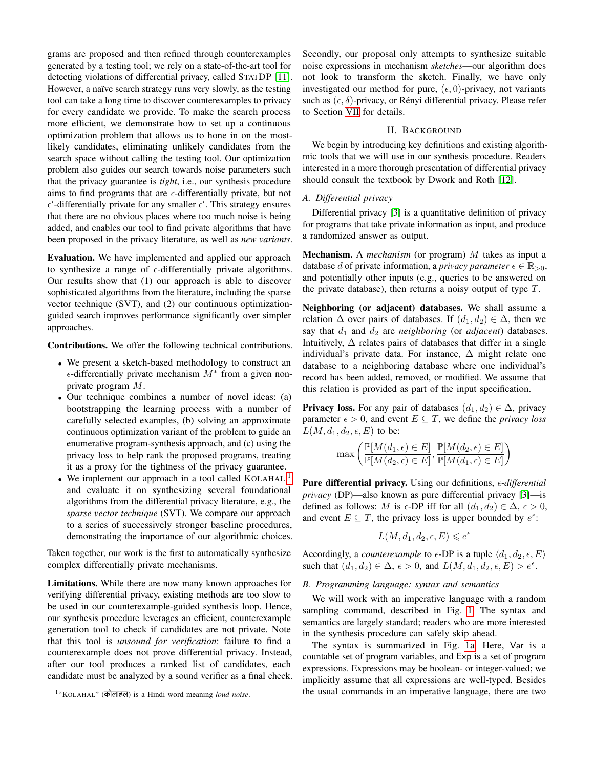grams are proposed and then refined through counterexamples generated by a testing tool; we rely on a state-of-the-art tool for detecting violations of differential privacy, called STATDP [11]. However, a naïve search strategy runs very slowly, as the testing tool can take a long time to discover counterexamples to privacy for every candidate we provide. To make the search process more efficient, we demonstrate how to set up a continuous optimization problem that allows us to hone in on the most-likely candidates, eliminating unlikely candidates from the search space without calling the testing tool. Our optimization problem also guides our search towards noise parameters such that the privacy guarantee is *tight*, i.e., our synthesis procedure aims to find programs that are $\epsilon$-differentially private, but not $\epsilon'$-differentially private for any smaller $\epsilon'$. This strategy ensures that there are no obvious places where too much noise is being added, and enables our tool to find private algorithms that have been proposed in the privacy literature, as well as *new variants*.

**Evaluation.** We have implemented and applied our approach to synthesize a range of $\epsilon$-differentially private algorithms. Our results show that (1) our approach is able to discover sophisticated algorithms from the literature, including the sparse vector technique (SVT), and (2) our continuous optimization-guided search improves performance significantly over simpler approaches.

**Contributions.** We offer the following technical contributions.

- We present a sketch-based methodology to construct an $\epsilon$-differentially private mechanism $M^*$ from a given non-private program $M$.
- Our technique combines a number of novel ideas: (a) bootstrapping the learning process with a number of carefully selected examples, (b) solving an approximate continuous optimization variant of the problem to guide an enumerative program-synthesis approach, and (c) using the privacy loss to help rank the proposed programs, treating it as a proxy for the tightness of the privacy guarantee.
- We implement our approach in a tool called KOLAHAL[1] and evaluate it on synthesizing several foundational algorithms from the differential privacy literature, e.g., the *sparse vector technique* (SVT). We compare our approach to a series of successively stronger baseline procedures, demonstrating the importance of our algorithmic choices.

Taken together, our work is the first to automatically synthesize complex differentially private mechanisms.

**Limitations.** While there are now many known approaches for verifying differential privacy, existing methods are too slow to be used in our counterexample-guided synthesis loop. Hence, our synthesis procedure leverages an efficient, counterexample generation tool to check if candidates are not private. Note that this tool is *unsound for verification*: failure to find a counterexample does not prove differential privacy. Instead, after our tool produces a ranked list of candidates, each candidate must be analyzed by a sound verifier as a final check.

[1] "KOLAHAL" (कोलाहल) is a Hindi word meaning *loud noise*.

Secondly, our proposal only attempts to synthesize suitable noise expressions in mechanism *sketches*—our algorithm does not look to transform the sketch. Finally, we have only investigated our method for pure, $(\epsilon, 0)$-privacy, not variants such as $(\epsilon, \delta)$-privacy, or Rényi differential privacy. Please refer to Section VII for details.

## II. BACKGROUND

We begin by introducing key definitions and existing algorithmic tools that we will use in our synthesis procedure. Readers interested in a more thorough presentation of differential privacy should consult the textbook by Dwork and Roth [12].

### A. Differential privacy

Differential privacy [3] is a quantitative definition of privacy for programs that take private information as input, and produce a randomized answer as output.

**Mechanism.** A *mechanism* (or program) $M$ takes as input a database $d$ of private information, a *privacy parameter* $\epsilon \in \mathbb{R}_{>0}$, and potentially other inputs (e.g., queries to be answered on the private database), then returns a noisy output of type $T$.

**Neighboring (or adjacent) databases.** We shall assume a relation $\Delta$ over pairs of databases. If $(d_1, d_2) \in \Delta$, then we say that $d_1$ and $d_2$ are *neighboring* (or *adjacent*) databases. Intuitively, $\Delta$ relates pairs of databases that differ in a single individual's private data. For instance, $\Delta$ might relate one database to a neighboring database where one individual's record has been added, removed, or modified. We assume that this relation is provided as part of the input specification.

**Privacy loss.** For any pair of databases $(d_1, d_2) \in \Delta$, privacy parameter $\epsilon > 0$, and event $E \subseteq T$, we define the *privacy loss* $L(M, d_1, d_2, \epsilon, E)$ to be:

$$\max\left(\frac{\mathbb{P}[M(d_1, \epsilon) \in E]}{\mathbb{P}[M(d_2, \epsilon) \in E]}, \frac{\mathbb{P}[M(d_2, \epsilon) \in E]}{\mathbb{P}[M(d_1, \epsilon) \in E]}\right)$$

**Pure differential privacy.** Using our definitions, *$\epsilon$-differential privacy* (DP)—also known as pure differential privacy [3]—is defined as follows: $M$ is $\epsilon$-DP iff for all $(d_1, d_2) \in \Delta$, $\epsilon > 0$, and event $E \subseteq T$, the privacy loss is upper bounded by $e^\epsilon$:

$$L(M, d_1, d_2, \epsilon, E) \leqslant e^\epsilon$$

Accordingly, a *counterexample* to $\epsilon$-DP is a tuple $\langle d_1, d_2, \epsilon, E\rangle$ such that $(d_1, d_2) \in \Delta$, $\epsilon > 0$, and $L(M, d_1, d_2, \epsilon, E) > e^\epsilon$.

### B. Programming language: syntax and semantics

We will work with an imperative language with a random sampling command, described in Fig. 1. The syntax and semantics are largely standard; readers who are more interested in the synthesis procedure can safely skip ahead.

The syntax is summarized in Fig. 1a. Here, Var is a countable set of program variables, and Exp is a set of program expressions. Expressions may be boolean- or integer-valued; we implicitly assume that all expressions are well-typed. Besides the usual commands in an imperative language, there are two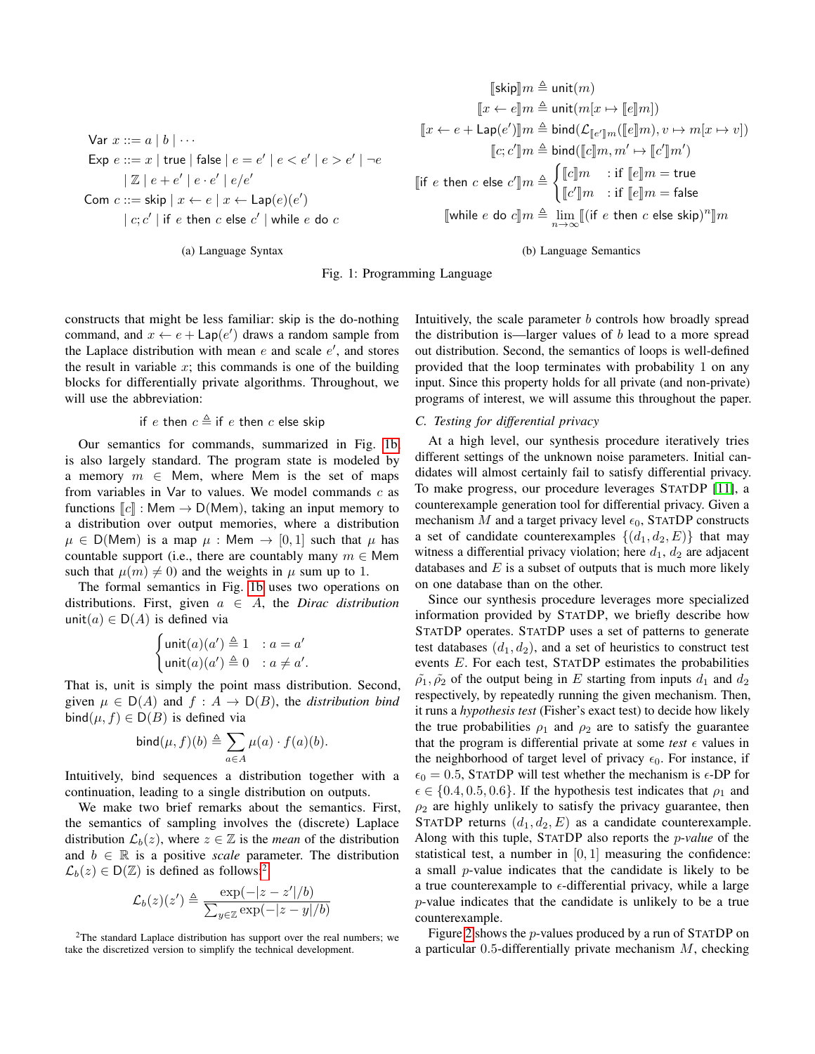$$
\begin{aligned}
\mathsf{Var}\ x &::= a \mid b \mid \cdots \\
\mathsf{Exp}\ e &::= x \mid \mathsf{true} \mid \mathsf{false} \mid e = e' \mid e < e' \mid e > e' \mid \neg e \\
&\quad\mid \mathbb{Z} \mid e + e' \mid e \cdot e' \mid e/e' \\
\mathsf{Com}\ c &::= \mathsf{skip} \mid x \leftarrow e \mid x \leftarrow \mathsf{Lap}(e)(e') \\
&\quad\mid c; c' \mid \mathsf{if}\ e\ \mathsf{then}\ c\ \mathsf{else}\ c' \mid \mathsf{while}\ e\ \mathsf{do}\ c
\end{aligned}
$$

(a) Language Syntax

$$
\begin{aligned}
[\![\mathsf{skip}]\!]m &\triangleq \mathsf{unit}(m) \\
[\![x \leftarrow e]\!]m &\triangleq \mathsf{unit}(m[x \mapsto [\![e]\!]m]) \\
[\![x \leftarrow e + \mathsf{Lap}(e')]\!]m &\triangleq \mathsf{bind}(\mathcal{L}_{[\![e']\!]m}([\![e]\!]m), v \mapsto m[x \mapsto v]) \\
[\![c; c']\!]m &\triangleq \mathsf{bind}([\![c]\!]m, m' \mapsto [\![c']\!]m') \\
[\![\mathsf{if}\ e\ \mathsf{then}\ c\ \mathsf{else}\ c']\!]m &\triangleq \begin{cases} [\![c]\!]m & : \text{if } [\![e]\!]m = \mathsf{true} \\ [\![c']\!]m & : \text{if } [\![e]\!]m = \mathsf{false} \end{cases} \\
[\![\mathsf{while}\ e\ \mathsf{do}\ c]\!]m &\triangleq \lim_{n \to \infty} [\![(\mathsf{if}\ e\ \mathsf{then}\ c\ \mathsf{else\ skip})^n]\!]m
\end{aligned}
$$

(b) Language Semantics

Fig. 1: Programming Language

constructs that might be less familiar: skip is the do-nothing command, and $x \leftarrow e + \mathsf{Lap}(e')$ draws a random sample from the Laplace distribution with mean $e$ and scale $e'$, and stores the result in variable $x$; this commands is one of the building blocks for differentially private algorithms. Throughout, we will use the abbreviation:

$$\mathsf{if}\ e\ \mathsf{then}\ c \triangleq \mathsf{if}\ e\ \mathsf{then}\ c\ \mathsf{else\ skip}$$

Our semantics for commands, summarized in Fig. 1b is also largely standard. The program state is modeled by a memory $m \in \mathsf{Mem}$, where $\mathsf{Mem}$ is the set of maps from variables in $\mathsf{Var}$ to values. We model commands $c$ as functions $[\![c]\!] : \mathsf{Mem} \to \mathsf{D}(\mathsf{Mem})$, taking an input memory to a distribution over output memories, where a distribution $\mu \in \mathsf{D}(\mathsf{Mem})$ is a map $\mu : \mathsf{Mem} \to [0, 1]$ such that $\mu$ has countable support (i.e., there are countably many $m \in \mathsf{Mem}$ such that $\mu(m) \neq 0$) and the weights in $\mu$ sum up to 1.

The formal semantics in Fig. 1b uses two operations on distributions. First, given $a \in A$, the *Dirac distribution* $\mathsf{unit}(a) \in \mathsf{D}(A)$ is defined via

$$
\begin{cases}
\mathsf{unit}(a)(a') \triangleq 1 & : a = a' \\
\mathsf{unit}(a)(a') \triangleq 0 & : a \neq a'.
\end{cases}
$$

That is, unit is simply the point mass distribution. Second, given $\mu \in \mathsf{D}(A)$ and $f : A \to \mathsf{D}(B)$, the *distribution bind* $\mathsf{bind}(\mu, f) \in \mathsf{D}(B)$ is defined via

$$\mathsf{bind}(\mu, f)(b) \triangleq \sum_{a \in A} \mu(a) \cdot f(a)(b).$$

Intuitively, bind sequences a distribution together with a continuation, leading to a single distribution on outputs.

We make two brief remarks about the semantics. First, the semantics of sampling involves the (discrete) Laplace distribution $\mathcal{L}_b(z)$, where $z \in \mathbb{Z}$ is the *mean* of the distribution and $b \in \mathbb{R}$ is a positive *scale* parameter. The distribution $\mathcal{L}_b(z) \in \mathsf{D}(\mathbb{Z})$ is defined as follows:[2]

$$\mathcal{L}_b(z)(z') \triangleq \frac{\exp(-|z - z'|/b)}{\sum_{y \in \mathbb{Z}} \exp(-|z - y|/b)}$$

[2]The standard Laplace distribution has support over the real numbers; we take the discretized version to simplify the technical development.

Intuitively, the scale parameter $b$ controls how broadly spread the distribution is—larger values of $b$ lead to a more spread out distribution. Second, the semantics of loops is well-defined provided that the loop terminates with probability 1 on any input. Since this property holds for all private (and non-private) programs of interest, we will assume this throughout the paper.

### C. Testing for differential privacy

At a high level, our synthesis procedure iteratively tries different settings of the unknown noise parameters. Initial candidates will almost certainly fail to satisfy differential privacy. To make progress, our procedure leverages StatDP [11], a counterexample generation tool for differential privacy. Given a mechanism $M$ and a target privacy level $\epsilon_0$, StatDP constructs a set of candidate counterexamples $\{(d_1, d_2, E)\}$ that may witness a differential privacy violation; here $d_1$, $d_2$ are adjacent databases and $E$ is a subset of outputs that is much more likely on one database than on the other.

Since our synthesis procedure leverages more specialized information provided by StatDP, we briefly describe how StatDP operates. StatDP uses a set of patterns to generate test databases $(d_1, d_2)$, and a set of heuristics to construct test events $E$. For each test, StatDP estimates the probabilities $\tilde{\rho_1}, \tilde{\rho_2}$ of the output being in $E$ starting from inputs $d_1$ and $d_2$ respectively, by repeatedly running the given mechanism. Then, it runs a *hypothesis test* (Fisher's exact test) to decide how likely the true probabilities $\rho_1$ and $\rho_2$ are to satisfy the guarantee that the program is differential private at some *test* $\epsilon$ values in the neighborhood of target level of privacy $\epsilon_0$. For instance, if $\epsilon_0 = 0.5$, StatDP will test whether the mechanism is $\epsilon$-DP for $\epsilon \in \{0.4, 0.5, 0.6\}$. If the hypothesis test indicates that $\rho_1$ and $\rho_2$ are highly unlikely to satisfy the privacy guarantee, then StatDP returns $(d_1, d_2, E)$ as a candidate counterexample. Along with this tuple, StatDP also reports the *p-value* of the statistical test, a number in $[0, 1]$ measuring the confidence: a small $p$-value indicates that the candidate is likely to be a true counterexample to $\epsilon$-differential privacy, while a large $p$-value indicates that the candidate is unlikely to be a true counterexample.

Figure 2 shows the $p$-values produced by a run of StatDP on a particular 0.5-differentially private mechanism $M$, checking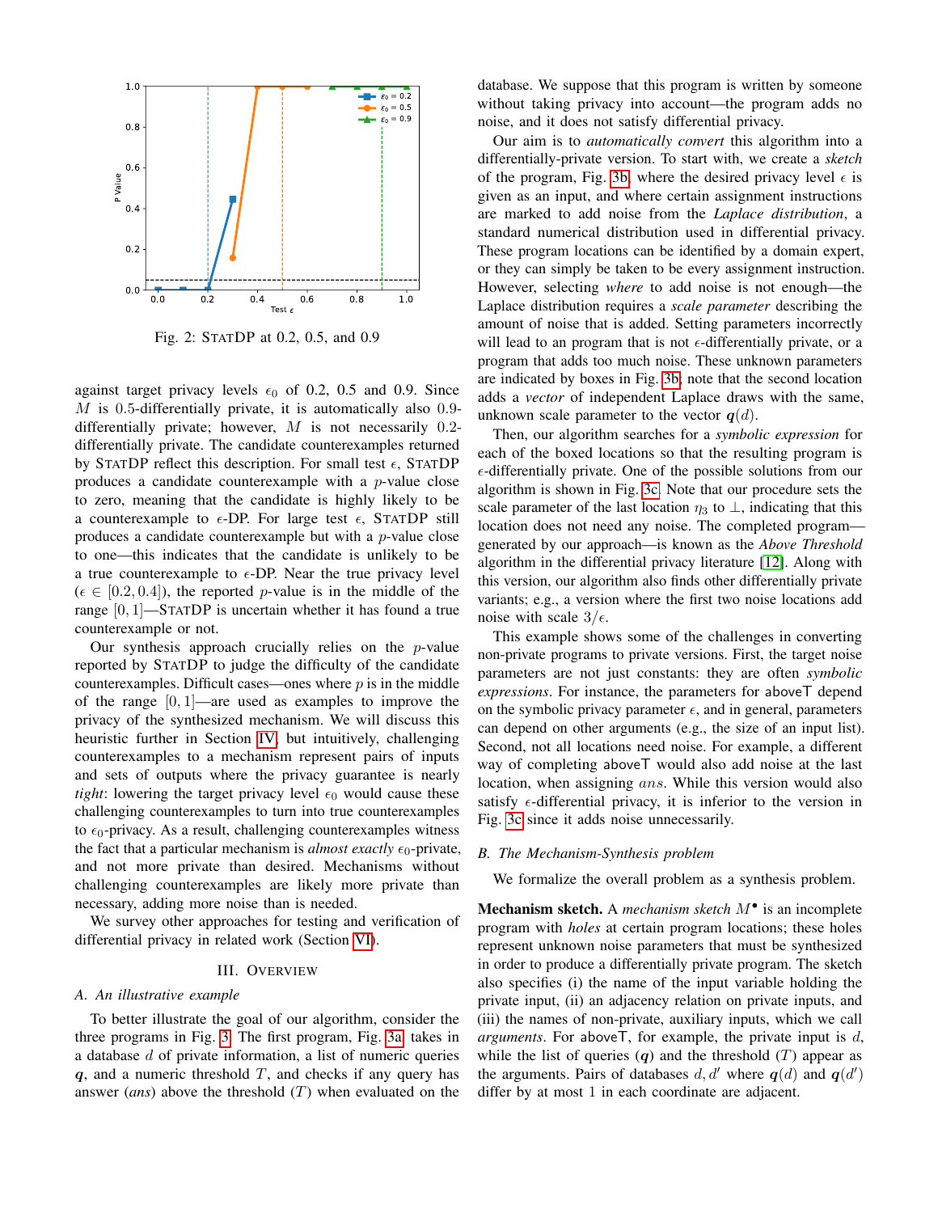Fig. 2: StatDP at 0.2, 0.5, and 0.9

against target privacy levels $\epsilon_0$ of 0.2, 0.5 and 0.9. Since $M$ is 0.5-differentially private, it is automatically also 0.9-differentially private; however, $M$ is not necessarily 0.2-differentially private. The candidate counterexamples returned by StatDP reflect this description. For small test $\epsilon$, StatDP produces a candidate counterexample with a $p$-value close to zero, meaning that the candidate is highly likely to be a counterexample to $\epsilon$-DP. For large test $\epsilon$, StatDP still produces a candidate counterexample but with a $p$-value close to one—this indicates that the candidate is unlikely to be a true counterexample to $\epsilon$-DP. Near the true privacy level ($\epsilon \in [0.2, 0.4]$), the reported $p$-value is in the middle of the range $[0, 1]$—StatDP is uncertain whether it has found a true counterexample or not.

Our synthesis approach crucially relies on the $p$-value reported by StatDP to judge the difficulty of the candidate counterexamples. Difficult cases—ones where $p$ is in the middle of the range $[0, 1]$—are used as examples to improve the privacy of the synthesized mechanism. We will discuss this heuristic further in Section IV, but intuitively, challenging counterexamples to a mechanism represent pairs of inputs and sets of outputs where the privacy guarantee is nearly *tight*: lowering the target privacy level $\epsilon_0$ would cause these challenging counterexamples to turn into true counterexamples to $\epsilon_0$-privacy. As a result, challenging counterexamples witness the fact that a particular mechanism is *almost exactly* $\epsilon_0$-private, and not more private than desired. Mechanisms without challenging counterexamples are likely more private than necessary, adding more noise than is needed.

We survey other approaches for testing and verification of differential privacy in related work (Section VI).

## III. Overview

### A. An illustrative example

To better illustrate the goal of our algorithm, consider the three programs in Fig. 3. The first program, Fig. 3a, takes in a database $d$ of private information, a list of numeric queries $\boldsymbol{q}$, and a numeric threshold $T$, and checks if any query has answer ($ans$) above the threshold ($T$) when evaluated on the database. We suppose that this program is written by someone without taking privacy into account—the program adds no noise, and it does not satisfy differential privacy.

Our aim is to *automatically convert* this algorithm into a differentially-private version. To start with, we create a *sketch* of the program, Fig. 3b, where the desired privacy level $\epsilon$ is given as an input, and where certain assignment instructions are marked to add noise from the *Laplace distribution*, a standard numerical distribution used in differential privacy. These program locations can be identified by a domain expert, or they can simply be taken to be every assignment instruction. However, selecting *where* to add noise is not enough—the Laplace distribution requires a *scale parameter* describing the amount of noise that is added. Setting parameters incorrectly will lead to an program that is not $\epsilon$-differentially private, or a program that adds too much noise. These unknown parameters are indicated by boxes in Fig. 3b; note that the second location adds a *vector* of independent Laplace draws with the same, unknown scale parameter to the vector $\boldsymbol{q}(d)$.

Then, our algorithm searches for a *symbolic expression* for each of the boxed locations so that the resulting program is $\epsilon$-differentially private. One of the possible solutions from our algorithm is shown in Fig. 3c. Note that our procedure sets the scale parameter of the last location $\eta_3$ to $\perp$, indicating that this location does not need any noise. The completed program—generated by our approach—is known as the *Above Threshold* algorithm in the differential privacy literature [12]. Along with this version, our algorithm also finds other differentially private variants; e.g., a version where the first two noise locations add noise with scale $3/\epsilon$.

This example shows some of the challenges in converting non-private programs to private versions. First, the target noise parameters are not just constants: they are often *symbolic expressions*. For instance, the parameters for aboveT depend on the symbolic privacy parameter $\epsilon$, and in general, parameters can depend on other arguments (e.g., the size of an input list). Second, not all locations need noise. For example, a different way of completing aboveT would also add noise at the last location, when assigning $ans$. While this version would also satisfy $\epsilon$-differential privacy, it is inferior to the version in Fig. 3c since it adds noise unnecessarily.

### B. The Mechanism-Synthesis problem

We formalize the overall problem as a synthesis problem.

**Mechanism sketch.** A *mechanism sketch* $M^\bullet$ is an incomplete program with *holes* at certain program locations; these holes represent unknown noise parameters that must be synthesized in order to produce a differentially private program. The sketch also specifies (i) the name of the input variable holding the private input, (ii) an adjacency relation on private inputs, and (iii) the names of non-private, auxiliary inputs, which we call *arguments*. For aboveT, for example, the private input is $d$, while the list of queries ($\boldsymbol{q}$) and the threshold ($T$) appear as the arguments. Pairs of databases $d, d'$ where $\boldsymbol{q}(d)$ and $\boldsymbol{q}(d')$ differ by at most 1 in each coordinate are adjacent.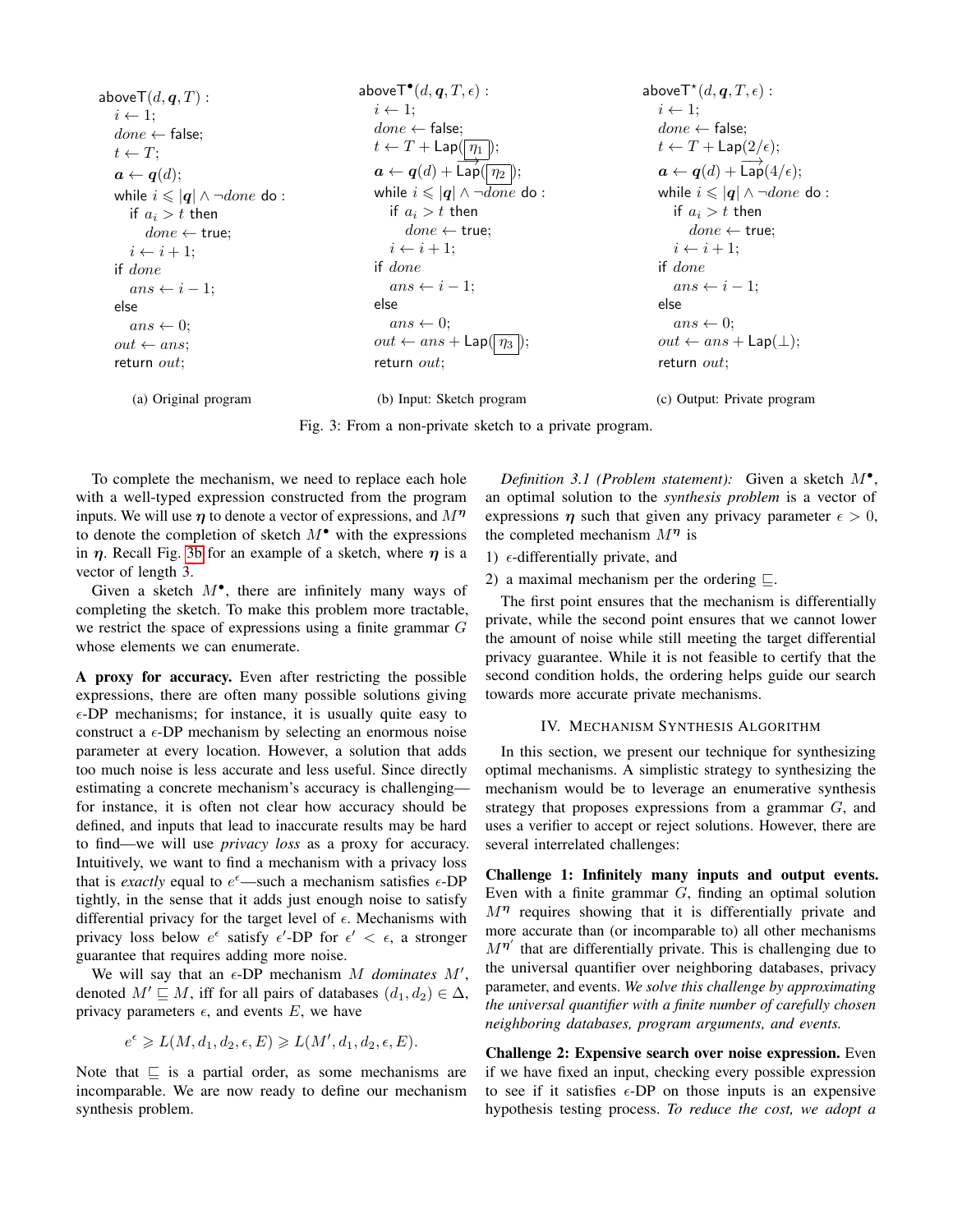```
aboveT(d, q, T) :
  i ← 1;
  done ← false;
  t ← T;
  a ← q(d);
  while i ⩽ |q| ∧ ¬done do :
    if a_i > t then
      done ← true;
    i ← i + 1;
  if done
    ans ← i − 1;
  else
    ans ← 0;
  out ← ans;
  return out;
```

(a) Original program

```
aboveT•(d, q, T, ε) :
  i ← 1;
  done ← false;
  t ← T + Lap([η1]);
  a ← q(d) + Lap→([η2]);
  while i ⩽ |q| ∧ ¬done do :
    if a_i > t then
      done ← true;
    i ← i + 1;
  if done
    ans ← i − 1;
  else
    ans ← 0;
  out ← ans + Lap([η3]);
  return out;
```

(b) Input: Sketch program

```
aboveT⋆(d, q, T, ε) :
  i ← 1;
  done ← false;
  t ← T + Lap(2/ε);
  a ← q(d) + Lap→(4/ε);
  while i ⩽ |q| ∧ ¬done do :
    if a_i > t then
      done ← true;
    i ← i + 1;
  if done
    ans ← i − 1;
  else
    ans ← 0;
  out ← ans + Lap(⊥);
  return out;
```

(c) Output: Private program

Fig. 3: From a non-private sketch to a private program.

To complete the mechanism, we need to replace each hole with a well-typed expression constructed from the program inputs. We will use $\boldsymbol{\eta}$ to denote a vector of expressions, and $M^{\boldsymbol{\eta}}$ to denote the completion of sketch $M^{\bullet}$ with the expressions in $\boldsymbol{\eta}$. Recall Fig. 3b for an example of a sketch, where $\boldsymbol{\eta}$ is a vector of length 3.

Given a sketch $M^{\bullet}$, there are infinitely many ways of completing the sketch. To make this problem more tractable, we restrict the space of expressions using a finite grammar $G$ whose elements we can enumerate.

**A proxy for accuracy.** Even after restricting the possible expressions, there are often many possible solutions giving $\epsilon$-DP mechanisms; for instance, it is usually quite easy to construct a $\epsilon$-DP mechanism by selecting an enormous noise parameter at every location. However, a solution that adds too much noise is less accurate and less useful. Since directly estimating a concrete mechanism's accuracy is challenging—for instance, it is often not clear how accuracy should be defined, and inputs that lead to inaccurate results may be hard to find—we will use *privacy loss* as a proxy for accuracy. Intuitively, we want to find a mechanism with a privacy loss that is *exactly* equal to $e^{\epsilon}$—such a mechanism satisfies $\epsilon$-DP tightly, in the sense that it adds just enough noise to satisfy differential privacy for the target level of $\epsilon$. Mechanisms with privacy loss below $e^{\epsilon}$ satisfy $\epsilon'$-DP for $\epsilon' < \epsilon$, a stronger guarantee that requires adding more noise.

We will say that an $\epsilon$-DP mechanism $M$ *dominates* $M'$, denoted $M' \sqsubseteq M$, iff for all pairs of databases $(d_1, d_2) \in \Delta$, privacy parameters $\epsilon$, and events $E$, we have

$$e^{\epsilon} \geqslant L(M, d_1, d_2, \epsilon, E) \geqslant L(M', d_1, d_2, \epsilon, E).$$

Note that $\sqsubseteq$ is a partial order, as some mechanisms are incomparable. We are now ready to define our mechanism synthesis problem.

*Definition 3.1 (Problem statement):* Given a sketch $M^{\bullet}$, an optimal solution to the *synthesis problem* is a vector of expressions $\boldsymbol{\eta}$ such that given any privacy parameter $\epsilon > 0$, the completed mechanism $M^{\boldsymbol{\eta}}$ is

1) $\epsilon$-differentially private, and
2) a maximal mechanism per the ordering $\sqsubseteq$.

The first point ensures that the mechanism is differentially private, while the second point ensures that we cannot lower the amount of noise while still meeting the target differential privacy guarantee. While it is not feasible to certify that the second condition holds, the ordering helps guide our search towards more accurate private mechanisms.

## IV. Mechanism Synthesis Algorithm

In this section, we present our technique for synthesizing optimal mechanisms. A simplistic strategy to synthesizing the mechanism would be to leverage an enumerative synthesis strategy that proposes expressions from a grammar $G$, and uses a verifier to accept or reject solutions. However, there are several interrelated challenges:

**Challenge 1: Infinitely many inputs and output events.** Even with a finite grammar $G$, finding an optimal solution $M^{\boldsymbol{\eta}}$ requires showing that it is differentially private and more accurate than (or incomparable to) all other mechanisms $M^{\boldsymbol{\eta}'}$ that are differentially private. This is challenging due to the universal quantifier over neighboring databases, privacy parameter, and events. *We solve this challenge by approximating the universal quantifier with a finite number of carefully chosen neighboring databases, program arguments, and events.*

**Challenge 2: Expensive search over noise expression.** Even if we have fixed an input, checking every possible expression to see if it satisfies $\epsilon$-DP on those inputs is an expensive hypothesis testing process. *To reduce the cost, we adopt a*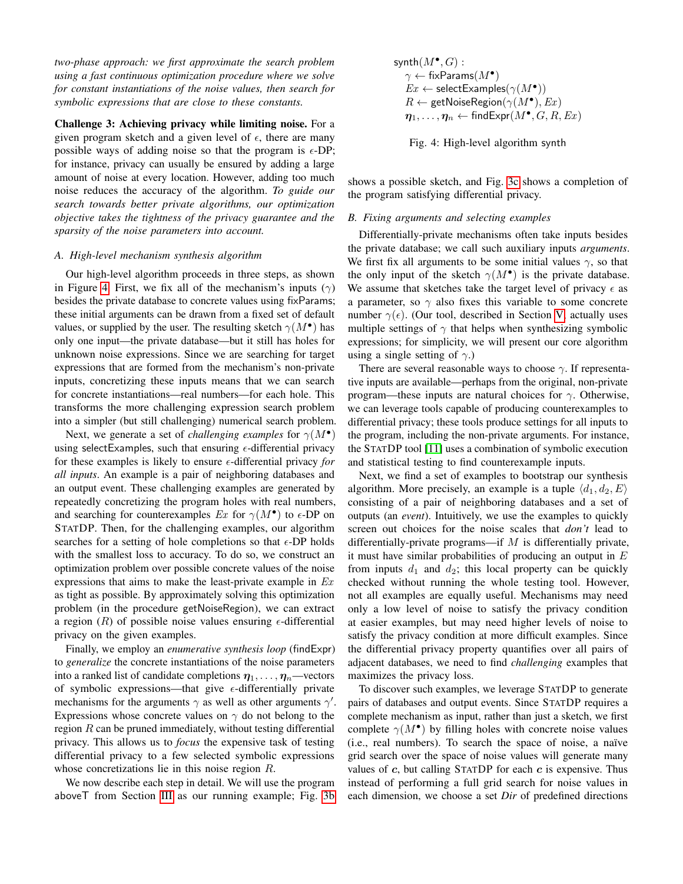*two-phase approach: we first approximate the search problem using a fast continuous optimization procedure where we solve for constant instantiations of the noise values, then search for symbolic expressions that are close to these constants.*

**Challenge 3: Achieving privacy while limiting noise.** For a given program sketch and a given level of $\epsilon$, there are many possible ways of adding noise so that the program is $\epsilon$-DP; for instance, privacy can usually be ensured by adding a large amount of noise at every location. However, adding too much noise reduces the accuracy of the algorithm. *To guide our search towards better private algorithms, our optimization objective takes the tightness of the privacy guarantee and the sparsity of the noise parameters into account.*

### A. High-level mechanism synthesis algorithm

Our high-level algorithm proceeds in three steps, as shown in Figure 4. First, we fix all of the mechanism's inputs ($\gamma$) besides the private database to concrete values using fixParams; these initial arguments can be drawn from a fixed set of default values, or supplied by the user. The resulting sketch $\gamma(M^\bullet)$ has only one input—the private database—but it still has holes for unknown noise expressions. Since we are searching for target expressions that are formed from the mechanism's non-private inputs, concretizing these inputs means that we can search for concrete instantiations—real numbers—for each hole. This transforms the more challenging expression search problem into a simpler (but still challenging) numerical search problem.

Next, we generate a set of *challenging examples* for $\gamma(M^\bullet)$ using selectExamples, such that ensuring $\epsilon$-differential privacy for these examples is likely to ensure $\epsilon$-differential privacy *for all inputs*. An example is a pair of neighboring databases and an output event. These challenging examples are generated by repeatedly concretizing the program holes with real numbers, and searching for counterexamples $Ex$ for $\gamma(M^\bullet)$ to $\epsilon$-DP on StatDP. Then, for the challenging examples, our algorithm searches for a setting of hole completions so that $\epsilon$-DP holds with the smallest loss to accuracy. To do so, we construct an optimization problem over possible concrete values of the noise expressions that aims to make the least-private example in $Ex$ as tight as possible. By approximately solving this optimization problem (in the procedure getNoiseRegion), we can extract a region ($R$) of possible noise values ensuring $\epsilon$-differential privacy on the given examples.

Finally, we employ an *enumerative synthesis loop* (findExpr) to *generalize* the concrete instantiations of the noise parameters into a ranked list of candidate completions $\boldsymbol{\eta}_1, \ldots, \boldsymbol{\eta}_n$—vectors of symbolic expressions—that give $\epsilon$-differentially private mechanisms for the arguments $\gamma$ as well as other arguments $\gamma'$. Expressions whose concrete values on $\gamma$ do not belong to the region $R$ can be pruned immediately, without testing differential privacy. This allows us to *focus* the expensive task of testing differential privacy to a few selected symbolic expressions whose concretizations lie in this noise region $R$.

We now describe each step in detail. We will use the program aboveT from Section III as our running example; Fig. 3b shows a possible sketch, and Fig. 3c shows a completion of the program satisfying differential privacy.

```
synth(M•, G) :
    γ ← fixParams(M•)
    Ex ← selectExamples(γ(M•))
    R ← getNoiseRegion(γ(M•), Ex)
    η_1, ..., η_n ← findExpr(M•, G, R, Ex)
```

Fig. 4: High-level algorithm synth

### B. Fixing arguments and selecting examples

Differentially-private mechanisms often take inputs besides the private database; we call such auxiliary inputs *arguments*. We first fix all arguments to be some initial values $\gamma$, so that the only input of the sketch $\gamma(M^\bullet)$ is the private database. We assume that sketches take the target level of privacy $\epsilon$ as a parameter, so $\gamma$ also fixes this variable to some concrete number $\gamma(\epsilon)$. (Our tool, described in Section V, actually uses multiple settings of $\gamma$ that helps when synthesizing symbolic expressions; for simplicity, we will present our core algorithm using a single setting of $\gamma$.)

There are several reasonable ways to choose $\gamma$. If representative inputs are available—perhaps from the original, non-private program—these inputs are natural choices for $\gamma$. Otherwise, we can leverage tools capable of producing counterexamples to differential privacy; these tools produce settings for all inputs to the program, including the non-private arguments. For instance, the StatDP tool [11] uses a combination of symbolic execution and statistical testing to find counterexample inputs.

Next, we find a set of examples to bootstrap our synthesis algorithm. More precisely, an example is a tuple $\langle d_1, d_2, E \rangle$ consisting of a pair of neighboring databases and a set of outputs (an *event*). Intuitively, we use the examples to quickly screen out choices for the noise scales that *don't* lead to differentially-private programs—if $M$ is differentially private, it must have similar probabilities of producing an output in $E$ from inputs $d_1$ and $d_2$; this local property can be quickly checked without running the whole testing tool. However, not all examples are equally useful. Mechanisms may need only a low level of noise to satisfy the privacy condition at easier examples, but may need higher levels of noise to satisfy the privacy condition at more difficult examples. Since the differential privacy property quantifies over all pairs of adjacent databases, we need to find *challenging* examples that maximizes the privacy loss.

To discover such examples, we leverage StatDP to generate pairs of databases and output events. Since StatDP requires a complete mechanism as input, rather than just a sketch, we first complete $\gamma(M^\bullet)$ by filling holes with concrete noise values (i.e., real numbers). To search the space of noise, a naïve grid search over the space of noise values will generate many values of $\boldsymbol{c}$, but calling StatDP for each $\boldsymbol{c}$ is expensive. Thus instead of performing a full grid search for noise values in each dimension, we choose a set *Dir* of predefined directions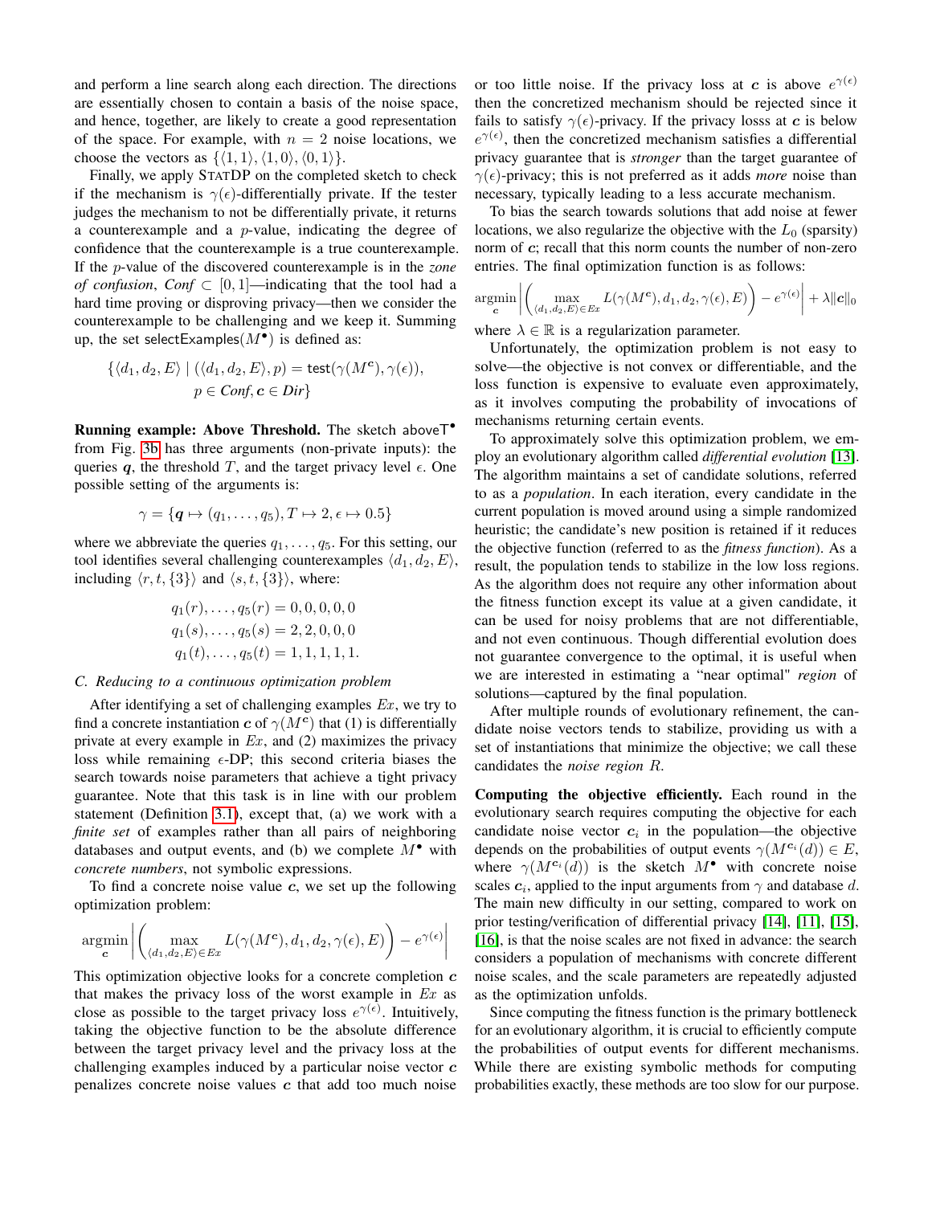and perform a line search along each direction. The directions are essentially chosen to contain a basis of the noise space, and hence, together, are likely to create a good representation of the space. For example, with $n = 2$ noise locations, we choose the vectors as $\{\langle 1, 1\rangle, \langle 1, 0\rangle, \langle 0, 1\rangle\}$.

Finally, we apply StatDP on the completed sketch to check if the mechanism is $\gamma(\epsilon)$-differentially private. If the tester judges the mechanism to not be differentially private, it returns a counterexample and a $p$-value, indicating the degree of confidence that the counterexample is a true counterexample. If the $p$-value of the discovered counterexample is in the *zone of confusion*, $Conf \subset [0, 1]$—indicating that the tool had a hard time proving or disproving privacy—then we consider the counterexample to be challenging and we keep it. Summing up, the set selectExamples($M^\bullet$) is defined as:

$$\{\langle d_1, d_2, E\rangle \mid (\langle d_1, d_2, E\rangle, p) = \mathsf{test}(\gamma(M^{\boldsymbol{c}}), \gamma(\epsilon)),\ p \in Conf, \boldsymbol{c} \in Dir\}$$

**Running example: Above Threshold.** The sketch aboveT$^\bullet$ from Fig. 3b has three arguments (non-private inputs): the queries $\boldsymbol{q}$, the threshold $T$, and the target privacy level $\epsilon$. One possible setting of the arguments is:

$$\gamma = \{\boldsymbol{q} \mapsto (q_1, \ldots, q_5), T \mapsto 2, \epsilon \mapsto 0.5\}$$

where we abbreviate the queries $q_1, \ldots, q_5$. For this setting, our tool identifies several challenging counterexamples $\langle d_1, d_2, E\rangle$, including $\langle r, t, \{3\}\rangle$ and $\langle s, t, \{3\}\rangle$, where:

$$\begin{aligned} q_1(r), \ldots, q_5(r) &= 0, 0, 0, 0, 0 \\ q_1(s), \ldots, q_5(s) &= 2, 2, 0, 0, 0 \\ q_1(t), \ldots, q_5(t) &= 1, 1, 1, 1, 1. \end{aligned}$$

### C. Reducing to a continuous optimization problem

After identifying a set of challenging examples $Ex$, we try to find a concrete instantiation $\boldsymbol{c}$ of $\gamma(M^{\boldsymbol{c}})$ that (1) is differentially private at every example in $Ex$, and (2) maximizes the privacy loss while remaining $\epsilon$-DP; this second criteria biases the search towards noise parameters that achieve a tight privacy guarantee. Note that this task is in line with our problem statement (Definition 3.1), except that, (a) we work with a *finite set* of examples rather than all pairs of neighboring databases and output events, and (b) we complete $M^\bullet$ with *concrete numbers*, not symbolic expressions.

To find a concrete noise value $\boldsymbol{c}$, we set up the following optimization problem:

$$\operatorname*{argmin}_{\boldsymbol{c}} \left| \left( \max_{\langle d_1, d_2, E\rangle \in Ex} L(\gamma(M^{\boldsymbol{c}}), d_1, d_2, \gamma(\epsilon), E) \right) - e^{\gamma(\epsilon)} \right|$$

This optimization objective looks for a concrete completion $\boldsymbol{c}$ that makes the privacy loss of the worst example in $Ex$ as close as possible to the target privacy loss $e^{\gamma(\epsilon)}$. Intuitively, taking the objective function to be the absolute difference between the target privacy level and the privacy loss at the challenging examples induced by a particular noise vector $\boldsymbol{c}$ penalizes concrete noise values $\boldsymbol{c}$ that add too much noise or too little noise. If the privacy loss at $\boldsymbol{c}$ is above $e^{\gamma(\epsilon)}$ then the concretized mechanism should be rejected since it fails to satisfy $\gamma(\epsilon)$-privacy. If the privacy losss at $\boldsymbol{c}$ is below $e^{\gamma(\epsilon)}$, then the concretized mechanism satisfies a differential privacy guarantee that is *stronger* than the target guarantee of $\gamma(\epsilon)$-privacy; this is not preferred as it adds *more* noise than necessary, typically leading to a less accurate mechanism.

To bias the search towards solutions that add noise at fewer locations, we also regularize the objective with the $L_0$ (sparsity) norm of $\boldsymbol{c}$; recall that this norm counts the number of non-zero entries. The final optimization function is as follows:

$$\operatorname*{argmin}_{\boldsymbol{c}} \left| \left( \max_{\langle d_1, d_2, E\rangle \in Ex} L(\gamma(M^{\boldsymbol{c}}), d_1, d_2, \gamma(\epsilon), E) \right) - e^{\gamma(\epsilon)} \right| + \lambda \|\boldsymbol{c}\|_0$$

where $\lambda \in \mathbb{R}$ is a regularization parameter.

Unfortunately, the optimization problem is not easy to solve—the objective is not convex or differentiable, and the loss function is expensive to evaluate even approximately, as it involves computing the probability of invocations of mechanisms returning certain events.

To approximately solve this optimization problem, we employ an evolutionary algorithm called *differential evolution* [13]. The algorithm maintains a set of candidate solutions, referred to as a *population*. In each iteration, every candidate in the current population is moved around using a simple randomized heuristic; the candidate's new position is retained if it reduces the objective function (referred to as the *fitness function*). As a result, the population tends to stabilize in the low loss regions. As the algorithm does not require any other information about the fitness function except its value at a given candidate, it can be used for noisy problems that are not differentiable, and not even continuous. Though differential evolution does not guarantee convergence to the optimal, it is useful when we are interested in estimating a "near optimal" *region* of solutions—captured by the final population.

After multiple rounds of evolutionary refinement, the candidate noise vectors tends to stabilize, providing us with a set of instantiations that minimize the objective; we call these candidates the *noise region* $R$.

**Computing the objective efficiently.** Each round in the evolutionary search requires computing the objective for each candidate noise vector $\boldsymbol{c}_i$ in the population—the objective depends on the probabilities of output events $\gamma(M^{\boldsymbol{c}_i}(d)) \in E$, where $\gamma(M^{\boldsymbol{c}_i}(d))$ is the sketch $M^\bullet$ with concrete noise scales $\boldsymbol{c}_i$, applied to the input arguments from $\gamma$ and database $d$. The main new difficulty in our setting, compared to work on prior testing/verification of differential privacy [14], [11], [15], [16], is that the noise scales are not fixed in advance: the search considers a population of mechanisms with concrete different noise scales, and the scale parameters are repeatedly adjusted as the optimization unfolds.

Since computing the fitness function is the primary bottleneck for an evolutionary algorithm, it is crucial to efficiently compute the probabilities of output events for different mechanisms. While there are existing symbolic methods for computing probabilities exactly, these methods are too slow for our purpose.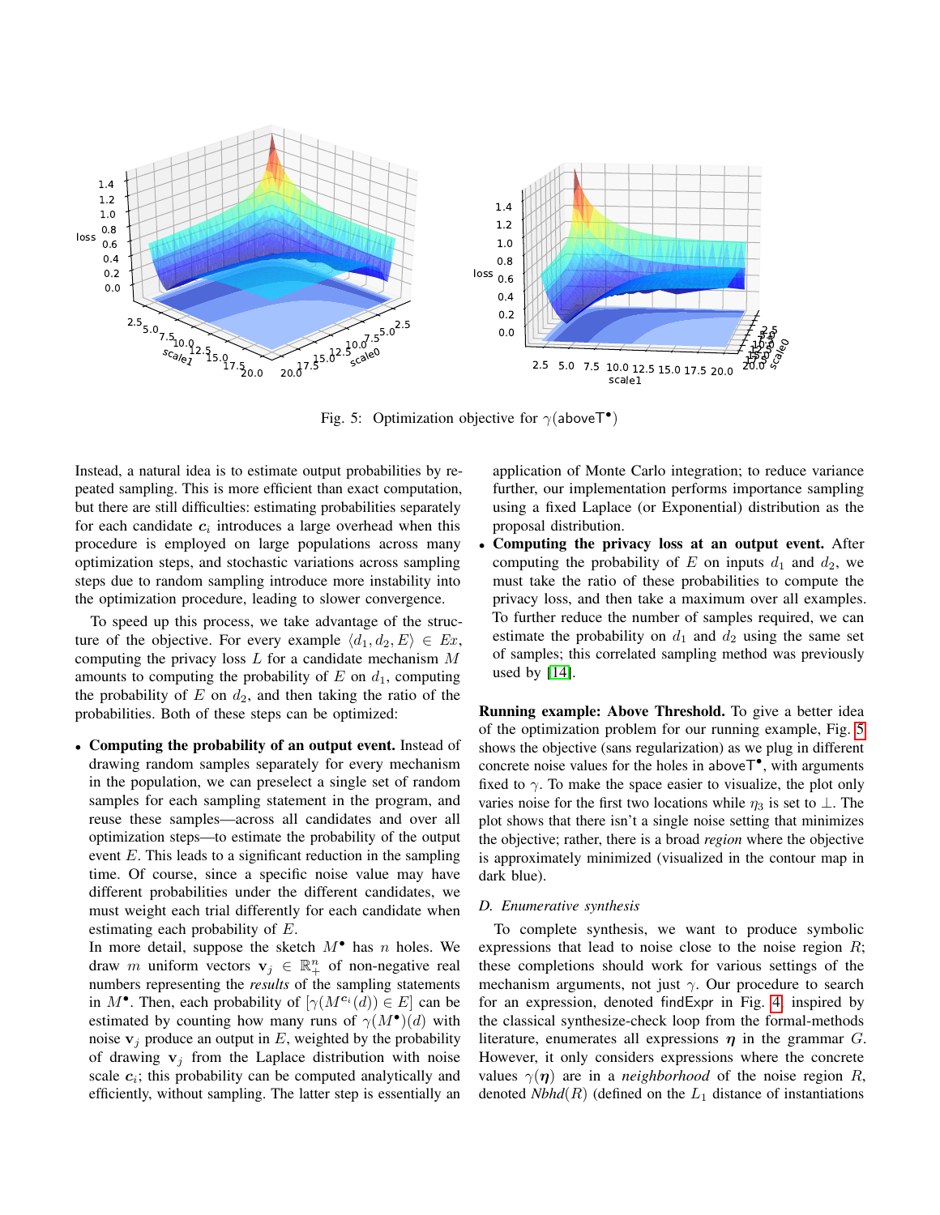Fig. 5: Optimization objective for $\gamma(\mathsf{aboveT}^\bullet)$

Instead, a natural idea is to estimate output probabilities by repeated sampling. This is more efficient than exact computation, but there are still difficulties: estimating probabilities separately for each candidate $\boldsymbol{c}_i$ introduces a large overhead when this procedure is employed on large populations across many optimization steps, and stochastic variations across sampling steps due to random sampling introduce more instability into the optimization procedure, leading to slower convergence.

To speed up this process, we take advantage of the structure of the objective. For every example $\langle d_1, d_2, E\rangle \in Ex$, computing the privacy loss $L$ for a candidate mechanism $M$ amounts to computing the probability of $E$ on $d_1$, computing the probability of $E$ on $d_2$, and then taking the ratio of the probabilities. Both of these steps can be optimized:

- **Computing the probability of an output event.** Instead of drawing random samples separately for every mechanism in the population, we can preselect a single set of random samples for each sampling statement in the program, and reuse these samples—across all candidates and over all optimization steps—to estimate the probability of the output event $E$. This leads to a significant reduction in the sampling time. Of course, since a specific noise value may have different probabilities under the different candidates, we must weight each trial differently for each candidate when estimating each probability of $E$.
  In more detail, suppose the sketch $M^\bullet$ has $n$ holes. We draw $m$ uniform vectors $\mathbf{v}_j \in \mathbb{R}^n_+$ of non-negative real numbers representing the *results* of the sampling statements in $M^\bullet$. Then, each probability of $[\gamma(M^{\boldsymbol{c}_i}(d)) \in E]$ can be estimated by counting how many runs of $\gamma(M^\bullet)(d)$ with noise $\mathbf{v}_j$ produce an output in $E$, weighted by the probability of drawing $\mathbf{v}_j$ from the Laplace distribution with noise scale $\boldsymbol{c}_i$; this probability can be computed analytically and efficiently, without sampling. The latter step is essentially an application of Monte Carlo integration; to reduce variance further, our implementation performs importance sampling using a fixed Laplace (or Exponential) distribution as the proposal distribution.
- **Computing the privacy loss at an output event.** After computing the probability of $E$ on inputs $d_1$ and $d_2$, we must take the ratio of these probabilities to compute the privacy loss, and then take a maximum over all examples. To further reduce the number of samples required, we can estimate the probability on $d_1$ and $d_2$ using the same set of samples; this correlated sampling method was previously used by [14].

**Running example: Above Threshold.** To give a better idea of the optimization problem for our running example, Fig. 5 shows the objective (sans regularization) as we plug in different concrete noise values for the holes in $\mathsf{aboveT}^\bullet$, with arguments fixed to $\gamma$. To make the space easier to visualize, the plot only varies noise for the first two locations while $\eta_3$ is set to $\bot$. The plot shows that there isn't a single noise setting that minimizes the objective; rather, there is a broad *region* where the objective is approximately minimized (visualized in the contour map in dark blue).

### D. Enumerative synthesis

To complete synthesis, we want to produce symbolic expressions that lead to noise close to the noise region $R$; these completions should work for various settings of the mechanism arguments, not just $\gamma$. Our procedure to search for an expression, denoted $\mathsf{findExpr}$ in Fig. 4, inspired by the classical synthesize-check loop from the formal-methods literature, enumerates all expressions $\boldsymbol{\eta}$ in the grammar $G$. However, it only considers expressions where the concrete values $\gamma(\boldsymbol{\eta})$ are in a *neighborhood* of the noise region $R$, denoted *Nbhd*$(R)$ (defined on the $L_1$ distance of instantiations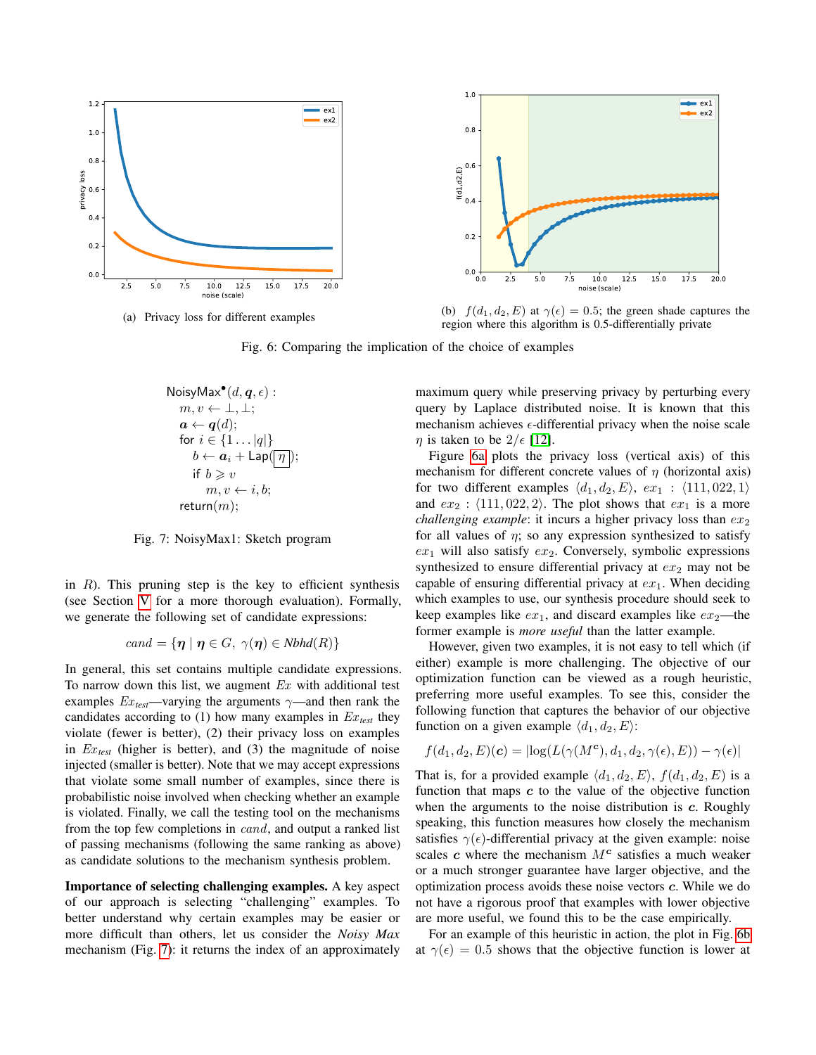(a) Privacy loss for different examples

(b) $f(d_1, d_2, E)$ at $\gamma(\epsilon) = 0.5$; the green shade captures the region where this algorithm is 0.5-differentially private

Fig. 6: Comparing the implication of the choice of examples

```
NoisyMax•(d, q, ε) :
  m, v ← ⊥, ⊥;
  a ← q(d);
  for i ∈ {1 . . . |q|}
    b ← a_i + Lap( [η] );
    if b ⩾ v
      m, v ← i, b;
  return(m);
```

Fig. 7: NoisyMax1: Sketch program

in $R$). This pruning step is the key to efficient synthesis (see Section V for a more thorough evaluation). Formally, we generate the following set of candidate expressions:

$$cand = \{\boldsymbol{\eta} \mid \boldsymbol{\eta} \in G,\ \gamma(\boldsymbol{\eta}) \in Nbhd(R)\}$$

In general, this set contains multiple candidate expressions. To narrow down this list, we augment $Ex$ with additional test examples $Ex_{test}$—varying the arguments $\gamma$—and then rank the candidates according to (1) how many examples in $Ex_{test}$ they violate (fewer is better), (2) their privacy loss on examples in $Ex_{test}$ (higher is better), and (3) the magnitude of noise injected (smaller is better). Note that we may accept expressions that violate some small number of examples, since there is probabilistic noise involved when checking whether an example is violated. Finally, we call the testing tool on the mechanisms from the top few completions in $cand$, and output a ranked list of passing mechanisms (following the same ranking as above) as candidate solutions to the mechanism synthesis problem.

**Importance of selecting challenging examples.** A key aspect of our approach is selecting "challenging" examples. To better understand why certain examples may be easier or more difficult than others, let us consider the *Noisy Max* mechanism (Fig. 7): it returns the index of an approximately maximum query while preserving privacy by perturbing every query by Laplace distributed noise. It is known that this mechanism achieves $\epsilon$-differential privacy when the noise scale $\eta$ is taken to be $2/\epsilon$ [12].

Figure 6a plots the privacy loss (vertical axis) of this mechanism for different concrete values of $\eta$ (horizontal axis) for two different examples $\langle d_1, d_2, E\rangle$, $ex_1$ : $\langle 111, 022, 1\rangle$ and $ex_2$ : $\langle 111, 022, 2\rangle$. The plot shows that $ex_1$ is a more *challenging example*: it incurs a higher privacy loss than $ex_2$ for all values of $\eta$; so any expression synthesized to satisfy $ex_1$ will also satisfy $ex_2$. Conversely, symbolic expressions synthesized to ensure differential privacy at $ex_2$ may not be capable of ensuring differential privacy at $ex_1$. When deciding which examples to use, our synthesis procedure should seek to keep examples like $ex_1$, and discard examples like $ex_2$—the former example is *more useful* than the latter example.

However, given two examples, it is not easy to tell which (if either) example is more challenging. The objective of our optimization function can be viewed as a rough heuristic, preferring more useful examples. To see this, consider the following function that captures the behavior of our objective function on a given example $\langle d_1, d_2, E\rangle$:

$$f(d_1, d_2, E)(\boldsymbol{c}) = |\log(L(\gamma(M^{\boldsymbol{c}}), d_1, d_2, \gamma(\epsilon), E)) - \gamma(\epsilon)|$$

That is, for a provided example $\langle d_1, d_2, E\rangle$, $f(d_1, d_2, E)$ is a function that maps $\boldsymbol{c}$ to the value of the objective function when the arguments to the noise distribution is $\boldsymbol{c}$. Roughly speaking, this function measures how closely the mechanism satisfies $\gamma(\epsilon)$-differential privacy at the given example: noise scales $\boldsymbol{c}$ where the mechanism $M^{\boldsymbol{c}}$ satisfies a much weaker or a much stronger guarantee have larger objective, and the optimization process avoids these noise vectors $\boldsymbol{c}$. While we do not have a rigorous proof that examples with lower objective are more useful, we found this to be the case empirically.

For an example of this heuristic in action, the plot in Fig. 6b at $\gamma(\epsilon) = 0.5$ shows that the objective function is lower at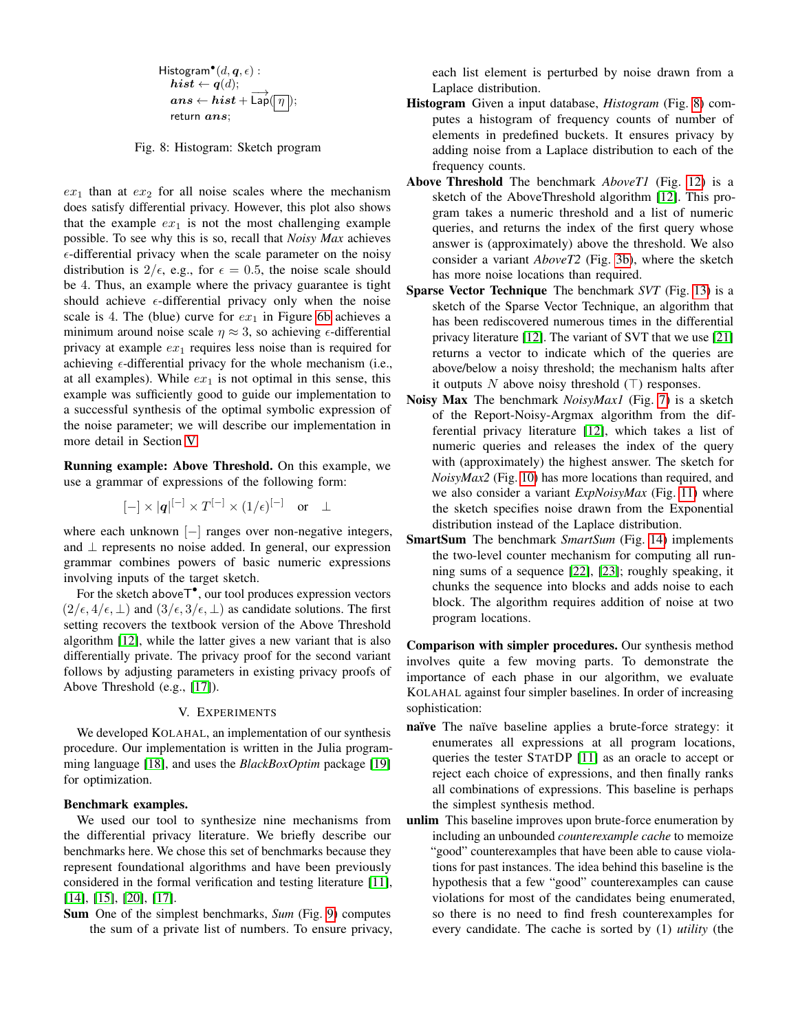```
Histogram•(d, q, ϵ) :
  hist ← q(d);
  ans ← hist + Lap→([η]);
  return ans;
```

Fig. 8: Histogram: Sketch program

$ex_1$ than at $ex_2$ for all noise scales where the mechanism does satisfy differential privacy. However, this plot also shows that the example $ex_1$ is not the most challenging example possible. To see why this is so, recall that *Noisy Max* achieves $\epsilon$-differential privacy when the scale parameter on the noisy distribution is $2/\epsilon$, e.g., for $\epsilon = 0.5$, the noise scale should be 4. Thus, an example where the privacy guarantee is tight should achieve $\epsilon$-differential privacy only when the noise scale is 4. The (blue) curve for $ex_1$ in Figure 6b achieves a minimum around noise scale $\eta \approx 3$, so achieving $\epsilon$-differential privacy at example $ex_1$ requires less noise than is required for achieving $\epsilon$-differential privacy for the whole mechanism (i.e., at all examples). While $ex_1$ is not optimal in this sense, this example was sufficiently good to guide our implementation to a successful synthesis of the optimal symbolic expression of the noise parameter; we will describe our implementation in more detail in Section V.

**Running example: Above Threshold.** On this example, we use a grammar of expressions of the following form:

$$[-] \times |\boldsymbol{q}|^{[-]} \times T^{[-]} \times (1/\epsilon)^{[-]} \quad \text{or} \quad \bot$$

where each unknown $[-]$ ranges over non-negative integers, and $\bot$ represents no noise added. In general, our expression grammar combines powers of basic numeric expressions involving inputs of the target sketch.

For the sketch $\mathsf{aboveT}^\bullet$, our tool produces expression vectors $(2/\epsilon, 4/\epsilon, \bot)$ and $(3/\epsilon, 3/\epsilon, \bot)$ as candidate solutions. The first setting recovers the textbook version of the Above Threshold algorithm [12], while the latter gives a new variant that is also differentially private. The privacy proof for the second variant follows by adjusting parameters in existing privacy proofs of Above Threshold (e.g., [17]).

## V. Experiments

We developed KOLAHAL, an implementation of our synthesis procedure. Our implementation is written in the Julia programming language [18], and uses the *BlackBoxOptim* package [19] for optimization.

**Benchmark examples.**

We used our tool to synthesize nine mechanisms from the differential privacy literature. We briefly describe our benchmarks here. We chose this set of benchmarks because they represent foundational algorithms and have been previously considered in the formal verification and testing literature [11], [14], [15], [20], [17].

**Sum** One of the simplest benchmarks, *Sum* (Fig. 9) computes the sum of a private list of numbers. To ensure privacy, each list element is perturbed by noise drawn from a Laplace distribution.

**Histogram** Given a input database, *Histogram* (Fig. 8) computes a histogram of frequency counts of number of elements in predefined buckets. It ensures privacy by adding noise from a Laplace distribution to each of the frequency counts.

**Above Threshold** The benchmark *AboveT1* (Fig. 12) is a sketch of the AboveThreshold algorithm [12]. This program takes a numeric threshold and a list of numeric queries, and returns the index of the first query whose answer is (approximately) above the threshold. We also consider a variant *AboveT2* (Fig. 3b), where the sketch has more noise locations than required.

**Sparse Vector Technique** The benchmark *SVT* (Fig. 13) is a sketch of the Sparse Vector Technique, an algorithm that has been rediscovered numerous times in the differential privacy literature [12]. The variant of SVT that we use [21] returns a vector to indicate which of the queries are above/below a noisy threshold; the mechanism halts after it outputs $N$ above noisy threshold ($\top$) responses.

**Noisy Max** The benchmark *NoisyMax1* (Fig. 7) is a sketch of the Report-Noisy-Argmax algorithm from the differential privacy literature [12], which takes a list of numeric queries and releases the index of the query with (approximately) the highest answer. The sketch for *NoisyMax2* (Fig. 10) has more locations than required, and we also consider a variant *ExpNoisyMax* (Fig. 11) where the sketch specifies noise drawn from the Exponential distribution instead of the Laplace distribution.

**SmartSum** The benchmark *SmartSum* (Fig. 14) implements the two-level counter mechanism for computing all running sums of a sequence [22], [23]; roughly speaking, it chunks the sequence into blocks and adds noise to each block. The algorithm requires addition of noise at two program locations.

**Comparison with simpler procedures.** Our synthesis method involves quite a few moving parts. To demonstrate the importance of each phase in our algorithm, we evaluate KOLAHAL against four simpler baselines. In order of increasing sophistication:

**naïve** The naïve baseline applies a brute-force strategy: it enumerates all expressions at all program locations, queries the tester STATDP [11] as an oracle to accept or reject each choice of expressions, and then finally ranks all combinations of expressions. This baseline is perhaps the simplest synthesis method.

**unlim** This baseline improves upon brute-force enumeration by including an unbounded *counterexample cache* to memoize "good" counterexamples that have been able to cause violations for past instances. The idea behind this baseline is the hypothesis that a few "good" counterexamples can cause violations for most of the candidates being enumerated, so there is no need to find fresh counterexamples for every candidate. The cache is sorted by (1) *utility* (the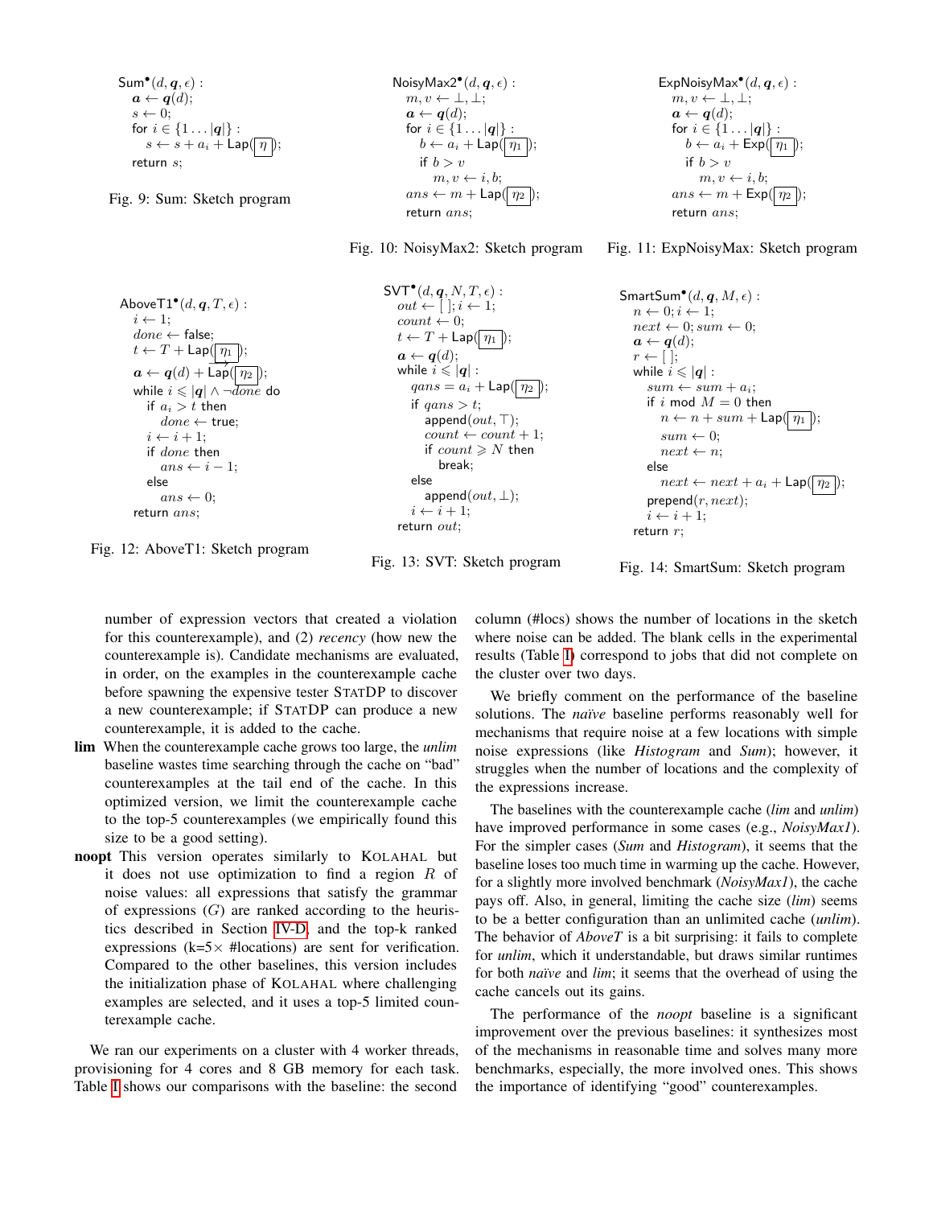```
Sum•(d, q, ε) :
  a ← q(d);
  s ← 0;
  for i ∈ {1 ... |q|} :
    s ← s + a_i + Lap([η]);
  return s;
```

Fig. 9: Sum: Sketch program

```
NoisyMax2•(d, q, ε) :
  m, v ← ⊥, ⊥;
  a ← q(d);
  for i ∈ {1 ... |q|} :
    b ← a_i + Lap([η1]);
    if b > v
      m, v ← i, b;
  ans ← m + Lap([η2]);
  return ans;
```

Fig. 10: NoisyMax2: Sketch program

```
ExpNoisyMax•(d, q, ε) :
  m, v ← ⊥, ⊥;
  a ← q(d);
  for i ∈ {1 ... |q|} :
    b ← a_i + Exp([η1]);
    if b > v
      m, v ← i, b;
  ans ← m + Exp([η2]);
  return ans;
```

Fig. 11: ExpNoisyMax: Sketch program

```
AboveT1•(d, q, T, ε) :
  i ← 1;
  done ← false;
  t ← T + Lap([η1]);
  a ← q(d) + Lap([η2]);
  while i ⩽ |q| ∧ ¬done do
    if a_i > t then
      done ← true;
    i ← i + 1;
    if done then
      ans ← i − 1;
    else
      ans ← 0;
  return ans;
```

Fig. 12: AboveT1: Sketch program

```
SVT•(d, q, N, T, ε) :
  out ← [ ]; i ← 1;
  count ← 0;
  t ← T + Lap([η1]);
  a ← q(d);
  while i ⩽ |q| :
    qans = a_i + Lap([η2]);
    if qans > t;
      append(out, ⊤);
      count ← count + 1;
      if count ⩾ N then
        break;
    else
      append(out, ⊥);
    i ← i + 1;
  return out;
```

Fig. 13: SVT: Sketch program

```
SmartSum•(d, q, M, ε) :
  n ← 0; i ← 1;
  next ← 0; sum ← 0;
  a ← q(d);
  r ← [ ];
  while i ⩽ |q| :
    sum ← sum + a_i;
    if i mod M = 0 then
      n ← n + sum + Lap([η1]);
      sum ← 0;
      next ← n;
    else
      next ← next + a_i + Lap([η2]);
    prepend(r, next);
    i ← i + 1;
  return r;
```

Fig. 14: SmartSum: Sketch program

number of expression vectors that created a violation for this counterexample), and (2) *recency* (how new the counterexample is). Candidate mechanisms are evaluated, in order, on the examples in the counterexample cache before spawning the expensive tester StatDP to discover a new counterexample; if StatDP can produce a new counterexample, it is added to the cache.

**lim** When the counterexample cache grows too large, the *unlim* baseline wastes time searching through the cache on "bad" counterexamples at the tail end of the cache. In this optimized version, we limit the counterexample cache to the top-5 counterexamples (we empirically found this size to be a good setting).

**noopt** This version operates similarly to Kolahal but it does not use optimization to find a region $R$ of noise values: all expressions that satisfy the grammar of expressions ($G$) are ranked according to the heuristics described in Section IV-D, and the top-k ranked expressions (k=5× #locations) are sent for verification. Compared to the other baselines, this version includes the initialization phase of Kolahal where challenging examples are selected, and it uses a top-5 limited counterexample cache.

We ran our experiments on a cluster with 4 worker threads, provisioning for 4 cores and 8 GB memory for each task. Table I shows our comparisons with the baseline: the second column (#locs) shows the number of locations in the sketch where noise can be added. The blank cells in the experimental results (Table I) correspond to jobs that did not complete on the cluster over two days.

We briefly comment on the performance of the baseline solutions. The *naïve* baseline performs reasonably well for mechanisms that require noise at a few locations with simple noise expressions (like *Histogram* and *Sum*); however, it struggles when the number of locations and the complexity of the expressions increase.

The baselines with the counterexample cache (*lim* and *unlim*) have improved performance in some cases (e.g., *NoisyMax1*). For the simpler cases (*Sum* and *Histogram*), it seems that the baseline loses too much time in warming up the cache. However, for a slightly more involved benchmark (*NoisyMax1*), the cache pays off. Also, in general, limiting the cache size (*lim*) seems to be a better configuration than an unlimited cache (*unlim*). The behavior of *AboveT* is a bit surprising: it fails to complete for *unlim*, which it understandable, but draws similar runtimes for both *naïve* and *lim*; it seems that the overhead of using the cache cancels out its gains.

The performance of the *noopt* baseline is a significant improvement over the previous baselines: it synthesizes most of the mechanisms in reasonable time and solves many more benchmarks, especially, the more involved ones. This shows the importance of identifying "good" counterexamples.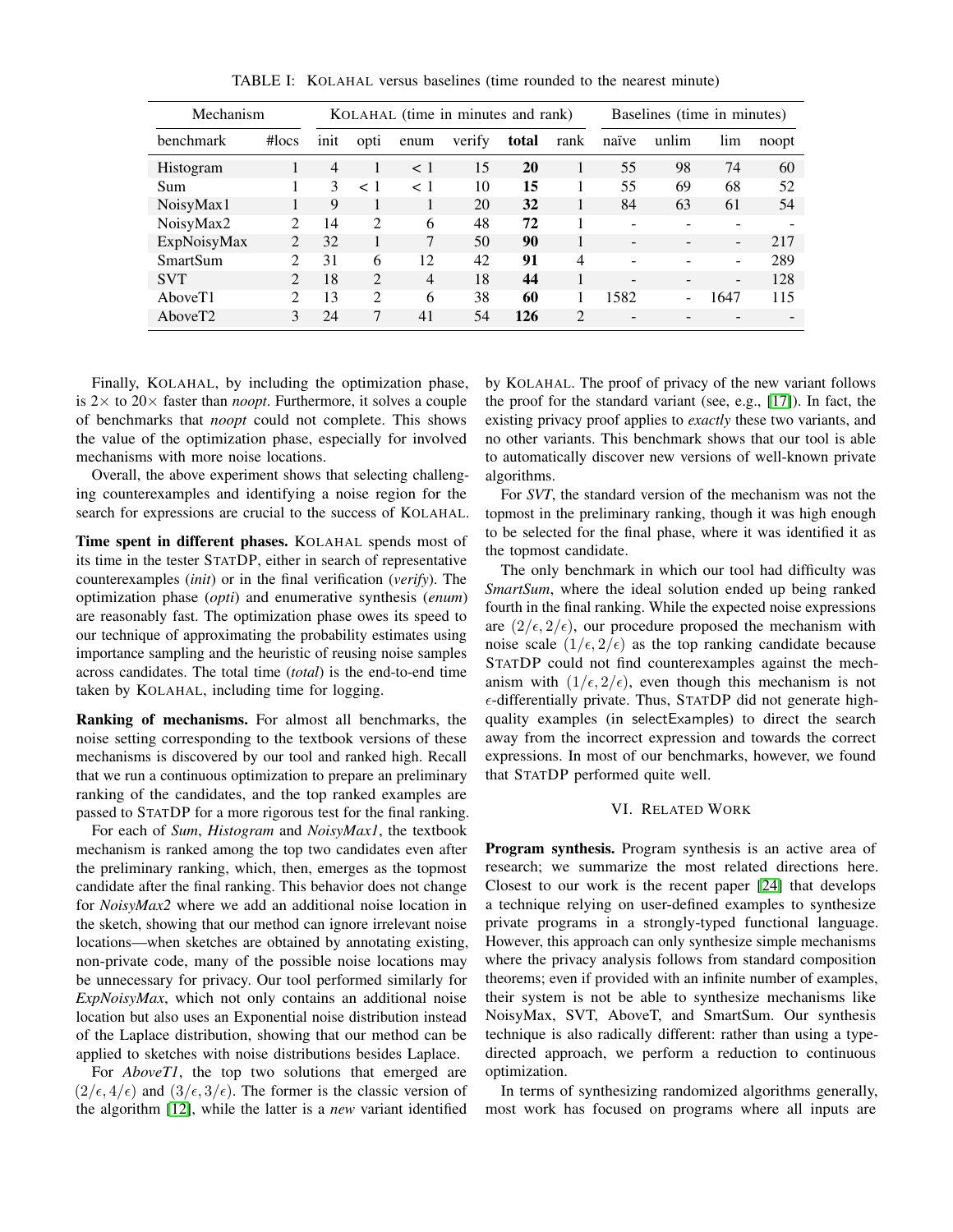TABLE I: KOLAHAL versus baselines (time rounded to the nearest minute)

| Mechanism | | KOLAHAL (time in minutes and rank) | | | | | | Baselines (time in minutes) | | | |
|---|---|---|---|---|---|---|---|---|---|---|---|
| benchmark | #locs | init | opti | enum | verify | **total** | rank | naïve | unlim | lim | noopt |
| Histogram | 1 | 4 | 1 | < 1 | 15 | **20** | 1 | 55 | 98 | 74 | 60 |
| Sum | 1 | 3 | < 1 | < 1 | 10 | **15** | 1 | 55 | 69 | 68 | 52 |
| NoisyMax1 | 1 | 9 | 1 | 1 | 20 | **32** | 1 | 84 | 63 | 61 | 54 |
| NoisyMax2 | 2 | 14 | 2 | 6 | 48 | **72** | 1 | - | - | - | - |
| ExpNoisyMax | 2 | 32 | 1 | 7 | 50 | **90** | 1 | - | - | - | 217 |
| SmartSum | 2 | 31 | 6 | 12 | 42 | **91** | 4 | - | - | - | 289 |
| SVT | 2 | 18 | 2 | 4 | 18 | **44** | 1 | - | - | - | 128 |
| AboveT1 | 2 | 13 | 2 | 6 | 38 | **60** | 1 | 1582 | - | 1647 | 115 |
| AboveT2 | 3 | 24 | 7 | 41 | 54 | **126** | 2 | - | - | - | - |

Finally, KOLAHAL, by including the optimization phase, is $2\times$ to $20\times$ faster than *noopt*. Furthermore, it solves a couple of benchmarks that *noopt* could not complete. This shows the value of the optimization phase, especially for involved mechanisms with more noise locations.

Overall, the above experiment shows that selecting challenging counterexamples and identifying a noise region for the search for expressions are crucial to the success of KOLAHAL.

**Time spent in different phases.** KOLAHAL spends most of its time in the tester STATDP, either in search of representative counterexamples (*init*) or in the final verification (*verify*). The optimization phase (*opti*) and enumerative synthesis (*enum*) are reasonably fast. The optimization phase owes its speed to our technique of approximating the probability estimates using importance sampling and the heuristic of reusing noise samples across candidates. The total time (*total*) is the end-to-end time taken by KOLAHAL, including time for logging.

**Ranking of mechanisms.** For almost all benchmarks, the noise setting corresponding to the textbook versions of these mechanisms is discovered by our tool and ranked high. Recall that we run a continuous optimization to prepare an preliminary ranking of the candidates, and the top ranked examples are passed to STATDP for a more rigorous test for the final ranking.

For each of *Sum*, *Histogram* and *NoisyMax1*, the textbook mechanism is ranked among the top two candidates even after the preliminary ranking, which, then, emerges as the topmost candidate after the final ranking. This behavior does not change for *NoisyMax2* where we add an additional noise location in the sketch, showing that our method can ignore irrelevant noise locations—when sketches are obtained by annotating existing, non-private code, many of the possible noise locations may be unnecessary for privacy. Our tool performed similarly for *ExpNoisyMax*, which not only contains an additional noise location but also uses an Exponential noise distribution instead of the Laplace distribution, showing that our method can be applied to sketches with noise distributions besides Laplace.

For *AboveT1*, the top two solutions that emerged are $(2/\epsilon, 4/\epsilon)$ and $(3/\epsilon, 3/\epsilon)$. The former is the classic version of the algorithm [12], while the latter is a *new* variant identified by KOLAHAL. The proof of privacy of the new variant follows the proof for the standard variant (see, e.g., [17]). In fact, the existing privacy proof applies to *exactly* these two variants, and no other variants. This benchmark shows that our tool is able to automatically discover new versions of well-known private algorithms.

For *SVT*, the standard version of the mechanism was not the topmost in the preliminary ranking, though it was high enough to be selected for the final phase, where it was identified it as the topmost candidate.

The only benchmark in which our tool had difficulty was *SmartSum*, where the ideal solution ended up being ranked fourth in the final ranking. While the expected noise expressions are $(2/\epsilon, 2/\epsilon)$, our procedure proposed the mechanism with noise scale $(1/\epsilon, 2/\epsilon)$ as the top ranking candidate because STATDP could not find counterexamples against the mechanism with $(1/\epsilon, 2/\epsilon)$, even though this mechanism is not $\epsilon$-differentially private. Thus, STATDP did not generate high-quality examples (in selectExamples) to direct the search away from the incorrect expression and towards the correct expressions. In most of our benchmarks, however, we found that STATDP performed quite well.

## VI. RELATED WORK

**Program synthesis.** Program synthesis is an active area of research; we summarize the most related directions here. Closest to our work is the recent paper [24] that develops a technique relying on user-defined examples to synthesize private programs in a strongly-typed functional language. However, this approach can only synthesize simple mechanisms where the privacy analysis follows from standard composition theorems; even if provided with an infinite number of examples, their system is not be able to synthesize mechanisms like NoisyMax, SVT, AboveT, and SmartSum. Our synthesis technique is also radically different: rather than using a type-directed approach, we perform a reduction to continuous optimization.

In terms of synthesizing randomized algorithms generally, most work has focused on programs where all inputs are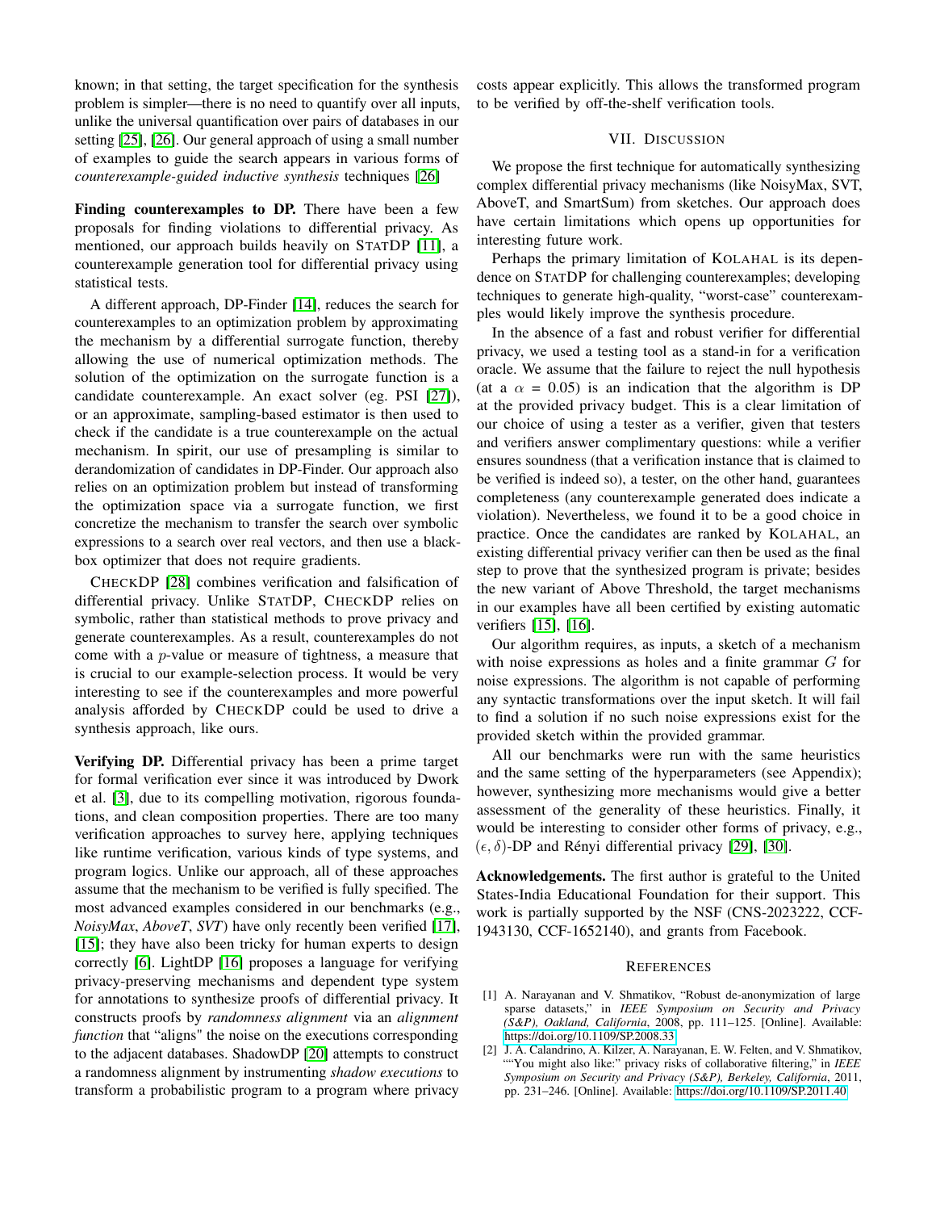known; in that setting, the target specification for the synthesis problem is simpler—there is no need to quantify over all inputs, unlike the universal quantification over pairs of databases in our setting [25], [26]. Our general approach of using a small number of examples to guide the search appears in various forms of *counterexample-guided inductive synthesis* techniques [26]

**Finding counterexamples to DP.** There have been a few proposals for finding violations to differential privacy. As mentioned, our approach builds heavily on STATDP [11], a counterexample generation tool for differential privacy using statistical tests.

A different approach, DP-Finder [14], reduces the search for counterexamples to an optimization problem by approximating the mechanism by a differential surrogate function, thereby allowing the use of numerical optimization methods. The solution of the optimization on the surrogate function is a candidate counterexample. An exact solver (eg. PSI [27]), or an approximate, sampling-based estimator is then used to check if the candidate is a true counterexample on the actual mechanism. In spirit, our use of presampling is similar to derandomization of candidates in DP-Finder. Our approach also relies on an optimization problem but instead of transforming the optimization space via a surrogate function, we first concretize the mechanism to transfer the search over symbolic expressions to a search over real vectors, and then use a black-box optimizer that does not require gradients.

CHECKDP [28] combines verification and falsification of differential privacy. Unlike STATDP, CHECKDP relies on symbolic, rather than statistical methods to prove privacy and generate counterexamples. As a result, counterexamples do not come with a $p$-value or measure of tightness, a measure that is crucial to our example-selection process. It would be very interesting to see if the counterexamples and more powerful analysis afforded by CHECKDP could be used to drive a synthesis approach, like ours.

**Verifying DP.** Differential privacy has been a prime target for formal verification ever since it was introduced by Dwork et al. [3], due to its compelling motivation, rigorous foundations, and clean composition properties. There are too many verification approaches to survey here, applying techniques like runtime verification, various kinds of type systems, and program logics. Unlike our approach, all of these approaches assume that the mechanism to be verified is fully specified. The most advanced examples considered in our benchmarks (e.g., *NoisyMax*, *AboveT*, *SVT*) have only recently been verified [17], [15]; they have also been tricky for human experts to design correctly [6]. LightDP [16] proposes a language for verifying privacy-preserving mechanisms and dependent type system for annotations to synthesize proofs of differential privacy. It constructs proofs by *randomness alignment* via an *alignment function* that "aligns" the noise on the executions corresponding to the adjacent databases. ShadowDP [20] attempts to construct a randomness alignment by instrumenting *shadow executions* to transform a probabilistic program to a program where privacy costs appear explicitly. This allows the transformed program to be verified by off-the-shelf verification tools.

## VII. Discussion

We propose the first technique for automatically synthesizing complex differential privacy mechanisms (like NoisyMax, SVT, AboveT, and SmartSum) from sketches. Our approach does have certain limitations which opens up opportunities for interesting future work.

Perhaps the primary limitation of KOLAHAL is its dependence on STATDP for challenging counterexamples; developing techniques to generate high-quality, "worst-case" counterexamples would likely improve the synthesis procedure.

In the absence of a fast and robust verifier for differential privacy, we used a testing tool as a stand-in for a verification oracle. We assume that the failure to reject the null hypothesis (at a $\alpha$ = 0.05) is an indication that the algorithm is DP at the provided privacy budget. This is a clear limitation of our choice of using a tester as a verifier, given that testers and verifiers answer complimentary questions: while a verifier ensures soundness (that a verification instance that is claimed to be verified is indeed so), a tester, on the other hand, guarantees completeness (any counterexample generated does indicate a violation). Nevertheless, we found it to be a good choice in practice. Once the candidates are ranked by KOLAHAL, an existing differential privacy verifier can then be used as the final step to prove that the synthesized program is private; besides the new variant of Above Threshold, the target mechanisms in our examples have all been certified by existing automatic verifiers [15], [16].

Our algorithm requires, as inputs, a sketch of a mechanism with noise expressions as holes and a finite grammar $G$ for noise expressions. The algorithm is not capable of performing any syntactic transformations over the input sketch. It will fail to find a solution if no such noise expressions exist for the provided sketch within the provided grammar.

All our benchmarks were run with the same heuristics and the same setting of the hyperparameters (see Appendix); however, synthesizing more mechanisms would give a better assessment of the generality of these heuristics. Finally, it would be interesting to consider other forms of privacy, e.g., $(\epsilon, \delta)$-DP and Rényi differential privacy [29], [30].

**Acknowledgements.** The first author is grateful to the United States-India Educational Foundation for their support. This work is partially supported by the NSF (CNS-2023222, CCF-1943130, CCF-1652140), and grants from Facebook.

## References

[1] A. Narayanan and V. Shmatikov, "Robust de-anonymization of large sparse datasets," in *IEEE Symposium on Security and Privacy (S&P), Oakland, California*, 2008, pp. 111–125. [Online]. Available: https://doi.org/10.1109/SP.2008.33

[2] J. A. Calandrino, A. Kilzer, A. Narayanan, E. W. Felten, and V. Shmatikov, ""You might also like:" privacy risks of collaborative filtering," in *IEEE Symposium on Security and Privacy (S&P), Berkeley, California*, 2011, pp. 231–246. [Online]. Available: https://doi.org/10.1109/SP.2011.40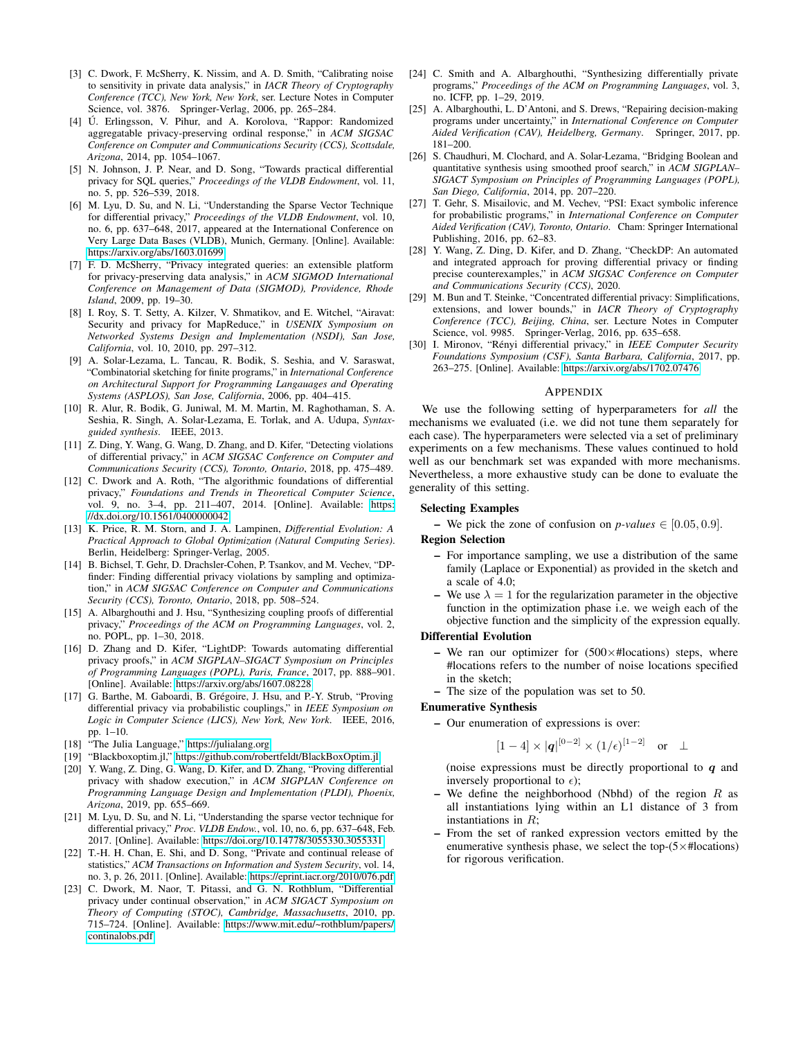[3] C. Dwork, F. McSherry, K. Nissim, and A. D. Smith, "Calibrating noise to sensitivity in private data analysis," in *IACR Theory of Cryptography Conference (TCC), New York, New York*, ser. Lecture Notes in Computer Science, vol. 3876. Springer-Verlag, 2006, pp. 265–284.

[4] Ú. Erlingsson, V. Pihur, and A. Korolova, "Rappor: Randomized aggregatable privacy-preserving ordinal response," in *ACM SIGSAC Conference on Computer and Communications Security (CCS), Scottsdale, Arizona*, 2014, pp. 1054–1067.

[5] N. Johnson, J. P. Near, and D. Song, "Towards practical differential privacy for SQL queries," *Proceedings of the VLDB Endowment*, vol. 11, no. 5, pp. 526–539, 2018.

[6] M. Lyu, D. Su, and N. Li, "Understanding the Sparse Vector Technique for differential privacy," *Proceedings of the VLDB Endowment*, vol. 10, no. 6, pp. 637–648, 2017, appeared at the International Conference on Very Large Data Bases (VLDB), Munich, Germany. [Online]. Available: https://arxiv.org/abs/1603.01699

[7] F. D. McSherry, "Privacy integrated queries: an extensible platform for privacy-preserving data analysis," in *ACM SIGMOD International Conference on Management of Data (SIGMOD), Providence, Rhode Island*, 2009, pp. 19–30.

[8] I. Roy, S. T. Setty, A. Kilzer, V. Shmatikov, and E. Witchel, "Airavat: Security and privacy for MapReduce," in *USENIX Symposium on Networked Systems Design and Implementation (NSDI), San Jose, California*, vol. 10, 2010, pp. 297–312.

[9] A. Solar-Lezama, L. Tancau, R. Bodik, S. Seshia, and V. Saraswat, "Combinatorial sketching for finite programs," in *International Conference on Architectural Support for Programming Langauages and Operating Systems (ASPLOS), San Jose, California*, 2006, pp. 404–415.

[10] R. Alur, R. Bodik, G. Juniwal, M. M. Martin, M. Raghothaman, S. A. Seshia, R. Singh, A. Solar-Lezama, E. Torlak, and A. Udupa, *Syntax-guided synthesis*. IEEE, 2013.

[11] Z. Ding, Y. Wang, G. Wang, D. Zhang, and D. Kifer, "Detecting violations of differential privacy," in *ACM SIGSAC Conference on Computer and Communications Security (CCS), Toronto, Ontario*, 2018, pp. 475–489.

[12] C. Dwork and A. Roth, "The algorithmic foundations of differential privacy," *Foundations and Trends in Theoretical Computer Science*, vol. 9, no. 3–4, pp. 211–407, 2014. [Online]. Available: https://dx.doi.org/10.1561/0400000042

[13] K. Price, R. M. Storn, and J. A. Lampinen, *Differential Evolution: A Practical Approach to Global Optimization (Natural Computing Series)*. Berlin, Heidelberg: Springer-Verlag, 2005.

[14] B. Bichsel, T. Gehr, D. Drachsler-Cohen, P. Tsankov, and M. Vechev, "DP-finder: Finding differential privacy violations by sampling and optimization," in *ACM SIGSAC Conference on Computer and Communications Security (CCS), Toronto, Ontario*, 2018, pp. 508–524.

[15] A. Albarghouthi and J. Hsu, "Synthesizing coupling proofs of differential privacy," *Proceedings of the ACM on Programming Languages*, vol. 2, no. POPL, pp. 1–30, 2018.

[16] D. Zhang and D. Kifer, "LightDP: Towards automating differential privacy proofs," in *ACM SIGPLAN–SIGACT Symposium on Principles of Programming Languages (POPL), Paris, France*, 2017, pp. 888–901. [Online]. Available: https://arxiv.org/abs/1607.08228

[17] G. Barthe, M. Gaboardi, B. Grégoire, J. Hsu, and P.-Y. Strub, "Proving differential privacy via probabilistic couplings," in *IEEE Symposium on Logic in Computer Science (LICS), New York, New York*. IEEE, 2016, pp. 1–10.

[18] "The Julia Language," https://julialang.org.

[19] "Blackboxoptim.jl," https://github.com/robertfeldt/BlackBoxOptim.jl.

[20] Y. Wang, Z. Ding, G. Wang, D. Kifer, and D. Zhang, "Proving differential privacy with shadow execution," in *ACM SIGPLAN Conference on Programming Language Design and Implementation (PLDI), Phoenix, Arizona*, 2019, pp. 655–669.

[21] M. Lyu, D. Su, and N. Li, "Understanding the sparse vector technique for differential privacy," *Proc. VLDB Endow.*, vol. 10, no. 6, pp. 637–648, Feb. 2017. [Online]. Available: https://doi.org/10.14778/3055330.3055331

[22] T.-H. H. Chan, E. Shi, and D. Song, "Private and continual release of statistics," *ACM Transactions on Information and System Security*, vol. 14, no. 3, p. 26, 2011. [Online]. Available: https://eprint.iacr.org/2010/076.pdf

[23] C. Dwork, M. Naor, T. Pitassi, and G. N. Rothblum, "Differential privacy under continual observation," in *ACM SIGACT Symposium on Theory of Computing (STOC), Cambridge, Massachusetts*, 2010, pp. 715–724. [Online]. Available: https://www.mit.edu/~rothblum/papers/continalobs.pdf

[24] C. Smith and A. Albarghouthi, "Synthesizing differentially private programs," *Proceedings of the ACM on Programming Languages*, vol. 3, no. ICFP, pp. 1–29, 2019.

[25] A. Albarghouthi, L. D'Antoni, and S. Drews, "Repairing decision-making programs under uncertainty," in *International Conference on Computer Aided Verification (CAV), Heidelberg, Germany*. Springer, 2017, pp. 181–200.

[26] S. Chaudhuri, M. Clochard, and A. Solar-Lezama, "Bridging Boolean and quantitative synthesis using smoothed proof search," in *ACM SIGPLAN–SIGACT Symposium on Principles of Programming Languages (POPL), San Diego, California*, 2014, pp. 207–220.

[27] T. Gehr, S. Misailovic, and M. Vechev, "PSI: Exact symbolic inference for probabilistic programs," in *International Conference on Computer Aided Verification (CAV), Toronto, Ontario*. Cham: Springer International Publishing, 2016, pp. 62–83.

[28] Y. Wang, Z. Ding, D. Kifer, and D. Zhang, "CheckDP: An automated and integrated approach for proving differential privacy or finding precise counterexamples," in *ACM SIGSAC Conference on Computer and Communications Security (CCS)*, 2020.

[29] M. Bun and T. Steinke, "Concentrated differential privacy: Simplifications, extensions, and lower bounds," in *IACR Theory of Cryptography Conference (TCC), Beijing, China*, ser. Lecture Notes in Computer Science, vol. 9985. Springer-Verlag, 2016, pp. 635–658.

[30] I. Mironov, "Rényi differential privacy," in *IEEE Computer Security Foundations Symposium (CSF), Santa Barbara, California*, 2017, pp. 263–275. [Online]. Available: https://arxiv.org/abs/1702.07476

# Appendix

We use the following setting of hyperparameters for *all* the mechanisms we evaluated (i.e. we did not tune them separately for each case). The hyperparameters were selected via a set of preliminary experiments on a few mechanisms. These values continued to hold well as our benchmark set was expanded with more mechanisms. Nevertheless, a more exhaustive study can be done to evaluate the generality of this setting.

**Selecting Examples**

- We pick the zone of confusion on *p-values* $\in [0.05, 0.9]$.

**Region Selection**

- For importance sampling, we use a distribution of the same family (Laplace or Exponential) as provided in the sketch and a scale of 4.0;
- We use $\lambda = 1$ for the regularization parameter in the objective function in the optimization phase i.e. we weigh each of the objective function and the simplicity of the expression equally.

**Differential Evolution**

- We ran our optimizer for (500×#locations) steps, where #locations refers to the number of noise locations specified in the sketch;
- The size of the population was set to 50.

**Enumerative Synthesis**

- Our enumeration of expressions is over:

$$[1-4] \times |\boldsymbol{q}|^{[0-2]} \times (1/\epsilon)^{[1-2]} \quad \text{or} \quad \bot$$

(noise expressions must be directly proportional to $\boldsymbol{q}$ and inversely proportional to $\epsilon$);
- We define the neighborhood (Nbhd) of the region $R$ as all instantiations lying within an L1 distance of 3 from instantiations in $R$;
- From the set of ranked expression vectors emitted by the enumerative synthesis phase, we select the top-(5×#locations) for rigorous verification.